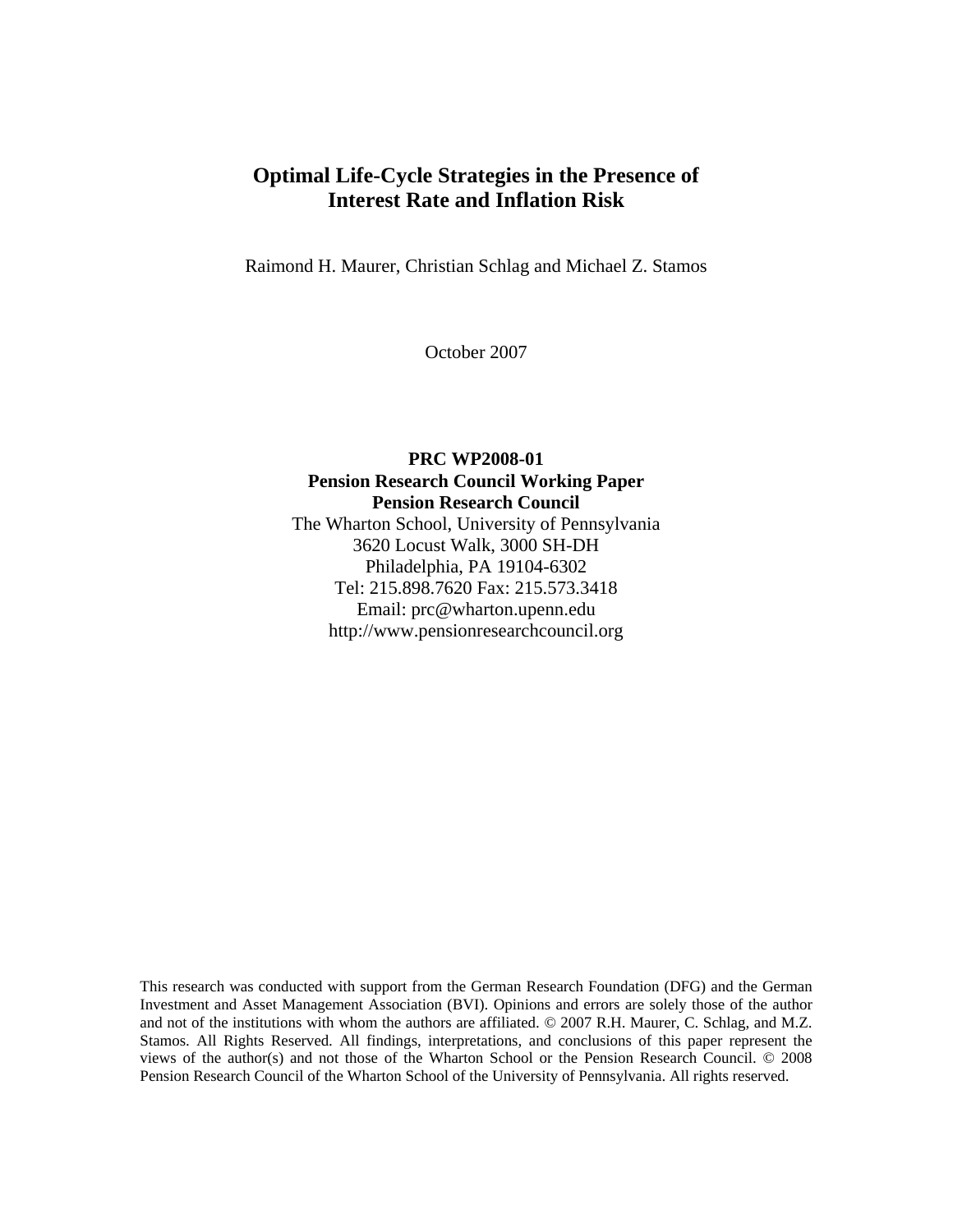# Optimal Life-Cycle Strategies in the Presence of Interest Rate and Inflation Risk

Raimond H. Maurer, Christian Schlag and Michael Z. Stamos

October 2007

**PRC WP2008-01**
**Pension Research Council Working Paper**
**Pension Research Council**
The Wharton School, University of Pennsylvania
3620 Locust Walk, 3000 SH-DH
Philadelphia, PA 19104-6302
Tel: 215.898.7620 Fax: 215.573.3418
Email: prc@wharton.upenn.edu
http://www.pensionresearchcouncil.org

This research was conducted with support from the German Research Foundation (DFG) and the German Investment and Asset Management Association (BVI). Opinions and errors are solely those of the author and not of the institutions with whom the authors are affiliated. © 2007 R.H. Maurer, C. Schlag, and M.Z. Stamos. All Rights Reserved. All findings, interpretations, and conclusions of this paper represent the views of the author(s) and not those of the Wharton School or the Pension Research Council. © 2008 Pension Research Council of the Wharton School of the University of Pennsylvania. All rights reserved.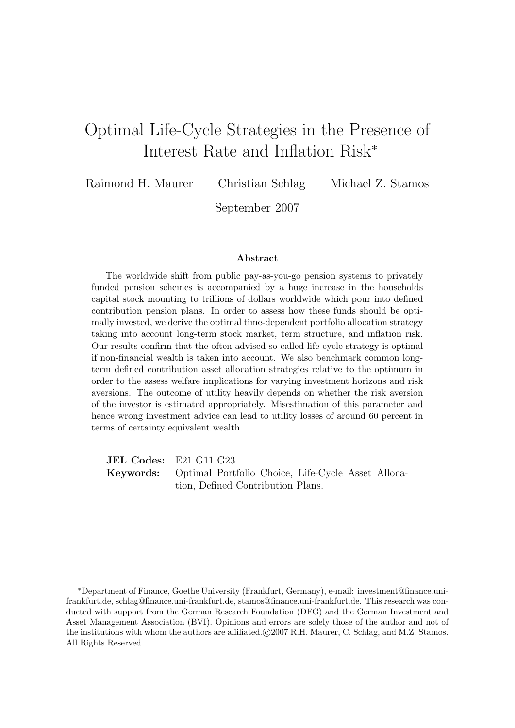# Optimal Life-Cycle Strategies in the Presence of Interest Rate and Inflation Risk*

Raimond H. Maurer    Christian Schlag    Michael Z. Stamos

September 2007

### Abstract

The worldwide shift from public pay-as-you-go pension systems to privately funded pension schemes is accompanied by a huge increase in the households capital stock mounting to trillions of dollars worldwide which pour into defined contribution pension plans. In order to assess how these funds should be optimally invested, we derive the optimal time-dependent portfolio allocation strategy taking into account long-term stock market, term structure, and inflation risk. Our results confirm that the often advised so-called life-cycle strategy is optimal if non-financial wealth is taken into account. We also benchmark common long-term defined contribution asset allocation strategies relative to the optimum in order to the assess welfare implications for varying investment horizons and risk aversions. The outcome of utility heavily depends on whether the risk aversion of the investor is estimated appropriately. Misestimation of this parameter and hence wrong investment advice can lead to utility losses of around 60 percent in terms of certainty equivalent wealth.

**JEL Codes:** E21 G11 G23

**Keywords:** Optimal Portfolio Choice, Life-Cycle Asset Allocation, Defined Contribution Plans.

---

*Department of Finance, Goethe University (Frankfurt, Germany), e-mail: investment@finance.uni-frankfurt.de, schlag@finance.uni-frankfurt.de, stamos@finance.uni-frankfurt.de. This research was conducted with support from the German Research Foundation (DFG) and the German Investment and Asset Management Association (BVI). Opinions and errors are solely those of the author and not of the institutions with whom the authors are affiliated.©2007 R.H. Maurer, C. Schlag, and M.Z. Stamos. All Rights Reserved.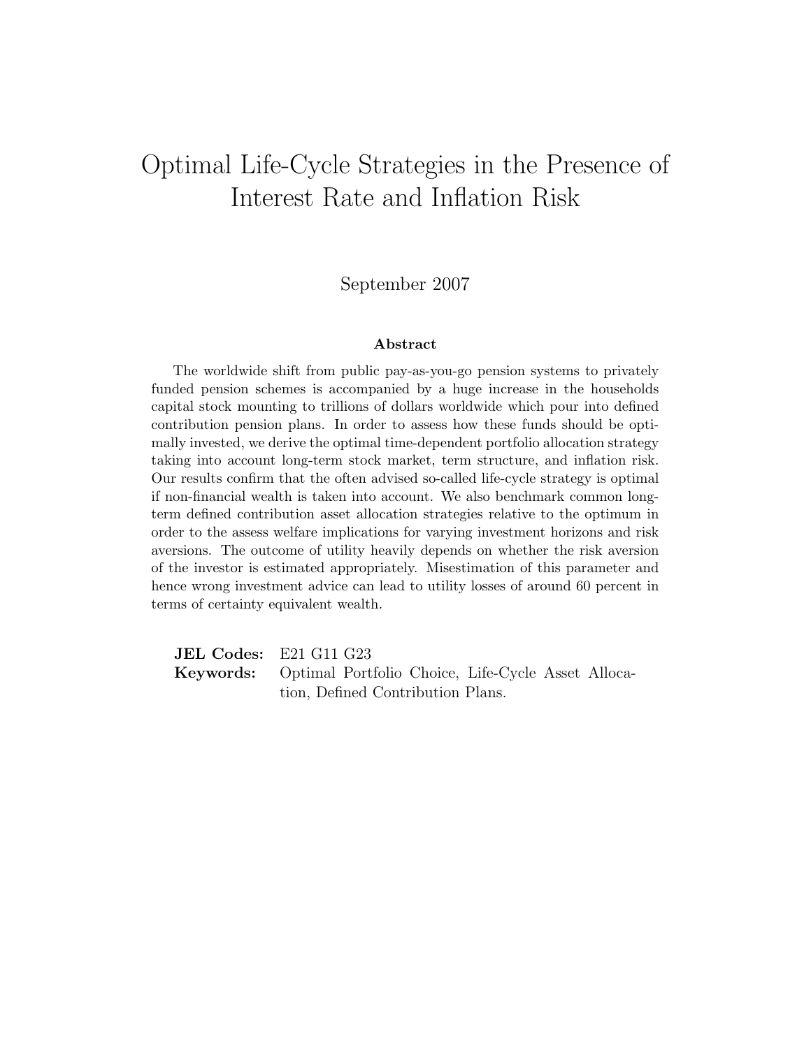# Optimal Life-Cycle Strategies in the Presence of Interest Rate and Inflation Risk

September 2007

## Abstract

The worldwide shift from public pay-as-you-go pension systems to privately funded pension schemes is accompanied by a huge increase in the households capital stock mounting to trillions of dollars worldwide which pour into defined contribution pension plans. In order to assess how these funds should be optimally invested, we derive the optimal time-dependent portfolio allocation strategy taking into account long-term stock market, term structure, and inflation risk. Our results confirm that the often advised so-called life-cycle strategy is optimal if non-financial wealth is taken into account. We also benchmark common long-term defined contribution asset allocation strategies relative to the optimum in order to the assess welfare implications for varying investment horizons and risk aversions. The outcome of utility heavily depends on whether the risk aversion of the investor is estimated appropriately. Misestimation of this parameter and hence wrong investment advice can lead to utility losses of around 60 percent in terms of certainty equivalent wealth.

**JEL Codes:** E21 G11 G23

**Keywords:** Optimal Portfolio Choice, Life-Cycle Asset Allocation, Defined Contribution Plans.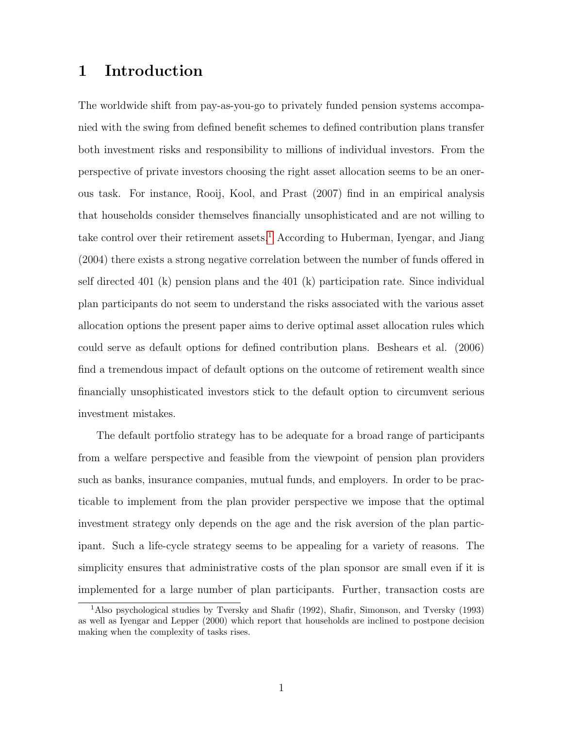# 1 Introduction

The worldwide shift from pay-as-you-go to privately funded pension systems accompanied with the swing from defined benefit schemes to defined contribution plans transfer both investment risks and responsibility to millions of individual investors. From the perspective of private investors choosing the right asset allocation seems to be an onerous task. For instance, Rooij, Kool, and Prast (2007) find in an empirical analysis that households consider themselves financially unsophisticated and are not willing to take control over their retirement assets.[1] According to Huberman, Iyengar, and Jiang (2004) there exists a strong negative correlation between the number of funds offered in self directed 401 (k) pension plans and the 401 (k) participation rate. Since individual plan participants do not seem to understand the risks associated with the various asset allocation options the present paper aims to derive optimal asset allocation rules which could serve as default options for defined contribution plans. Beshears et al. (2006) find a tremendous impact of default options on the outcome of retirement wealth since financially unsophisticated investors stick to the default option to circumvent serious investment mistakes.

The default portfolio strategy has to be adequate for a broad range of participants from a welfare perspective and feasible from the viewpoint of pension plan providers such as banks, insurance companies, mutual funds, and employers. In order to be practicable to implement from the plan provider perspective we impose that the optimal investment strategy only depends on the age and the risk aversion of the plan participant. Such a life-cycle strategy seems to be appealing for a variety of reasons. The simplicity ensures that administrative costs of the plan sponsor are small even if it is implemented for a large number of plan participants. Further, transaction costs are

[1] Also psychological studies by Tversky and Shafir (1992), Shafir, Simonson, and Tversky (1993) as well as Iyengar and Lepper (2000) which report that households are inclined to postpone decision making when the complexity of tasks rises.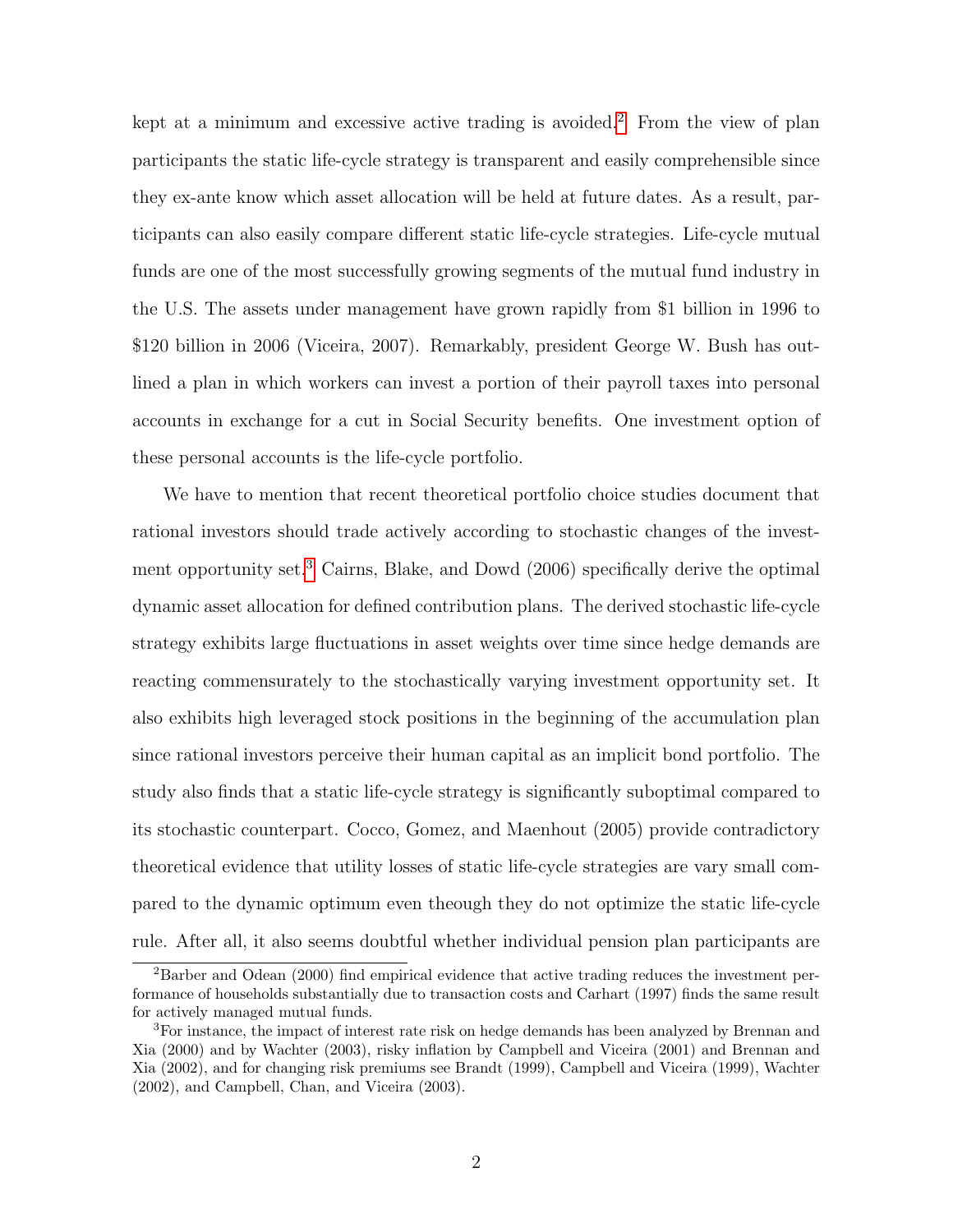kept at a minimum and excessive active trading is avoided.[2] From the view of plan participants the static life-cycle strategy is transparent and easily comprehensible since they ex-ante know which asset allocation will be held at future dates. As a result, participants can also easily compare different static life-cycle strategies. Life-cycle mutual funds are one of the most successfully growing segments of the mutual fund industry in the U.S. The assets under management have grown rapidly from $1 billion in 1996 to $120 billion in 2006 (Viceira, 2007). Remarkably, president George W. Bush has outlined a plan in which workers can invest a portion of their payroll taxes into personal accounts in exchange for a cut in Social Security benefits. One investment option of these personal accounts is the life-cycle portfolio.

We have to mention that recent theoretical portfolio choice studies document that rational investors should trade actively according to stochastic changes of the investment opportunity set.[3] Cairns, Blake, and Dowd (2006) specifically derive the optimal dynamic asset allocation for defined contribution plans. The derived stochastic life-cycle strategy exhibits large fluctuations in asset weights over time since hedge demands are reacting commensurately to the stochastically varying investment opportunity set. It also exhibits high leveraged stock positions in the beginning of the accumulation plan since rational investors perceive their human capital as an implicit bond portfolio. The study also finds that a static life-cycle strategy is significantly suboptimal compared to its stochastic counterpart. Cocco, Gomez, and Maenhout (2005) provide contradictory theoretical evidence that utility losses of static life-cycle strategies are vary small compared to the dynamic optimum even theough they do not optimize the static life-cycle rule. After all, it also seems doubtful whether individual pension plan participants are

[2] Barber and Odean (2000) find empirical evidence that active trading reduces the investment performance of households substantially due to transaction costs and Carhart (1997) finds the same result for actively managed mutual funds.

[3] For instance, the impact of interest rate risk on hedge demands has been analyzed by Brennan and Xia (2000) and by Wachter (2003), risky inflation by Campbell and Viceira (2001) and Brennan and Xia (2002), and for changing risk premiums see Brandt (1999), Campbell and Viceira (1999), Wachter (2002), and Campbell, Chan, and Viceira (2003).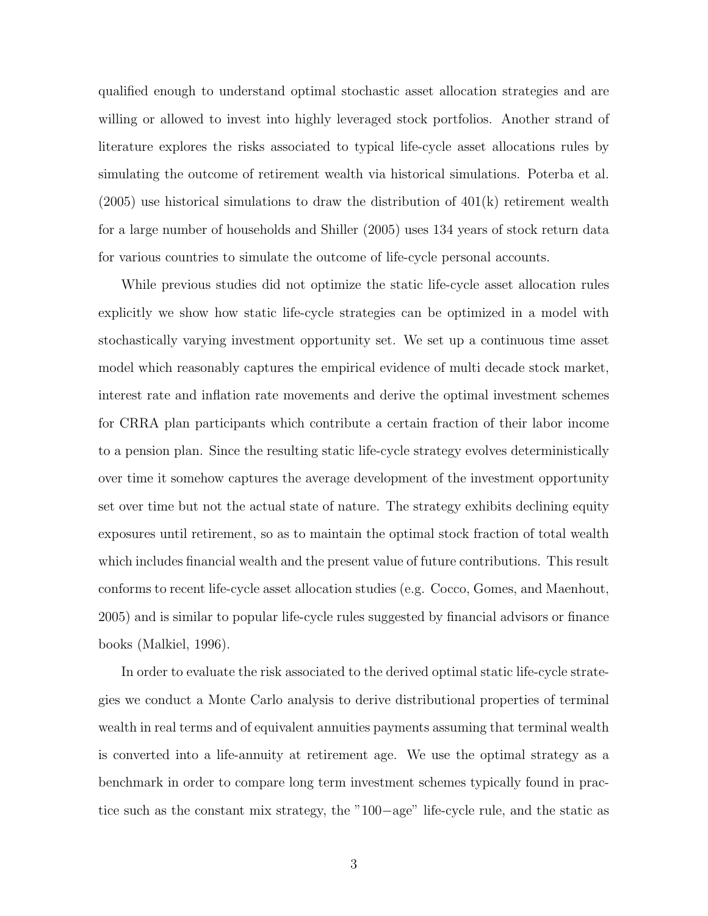qualified enough to understand optimal stochastic asset allocation strategies and are willing or allowed to invest into highly leveraged stock portfolios. Another strand of literature explores the risks associated to typical life-cycle asset allocations rules by simulating the outcome of retirement wealth via historical simulations. Poterba et al. (2005) use historical simulations to draw the distribution of 401(k) retirement wealth for a large number of households and Shiller (2005) uses 134 years of stock return data for various countries to simulate the outcome of life-cycle personal accounts.

While previous studies did not optimize the static life-cycle asset allocation rules explicitly we show how static life-cycle strategies can be optimized in a model with stochastically varying investment opportunity set. We set up a continuous time asset model which reasonably captures the empirical evidence of multi decade stock market, interest rate and inflation rate movements and derive the optimal investment schemes for CRRA plan participants which contribute a certain fraction of their labor income to a pension plan. Since the resulting static life-cycle strategy evolves deterministically over time it somehow captures the average development of the investment opportunity set over time but not the actual state of nature. The strategy exhibits declining equity exposures until retirement, so as to maintain the optimal stock fraction of total wealth which includes financial wealth and the present value of future contributions. This result conforms to recent life-cycle asset allocation studies (e.g. Cocco, Gomes, and Maenhout, 2005) and is similar to popular life-cycle rules suggested by financial advisors or finance books (Malkiel, 1996).

In order to evaluate the risk associated to the derived optimal static life-cycle strategies we conduct a Monte Carlo analysis to derive distributional properties of terminal wealth in real terms and of equivalent annuities payments assuming that terminal wealth is converted into a life-annuity at retirement age. We use the optimal strategy as a benchmark in order to compare long term investment schemes typically found in practice such as the constant mix strategy, the "100−age" life-cycle rule, and the static as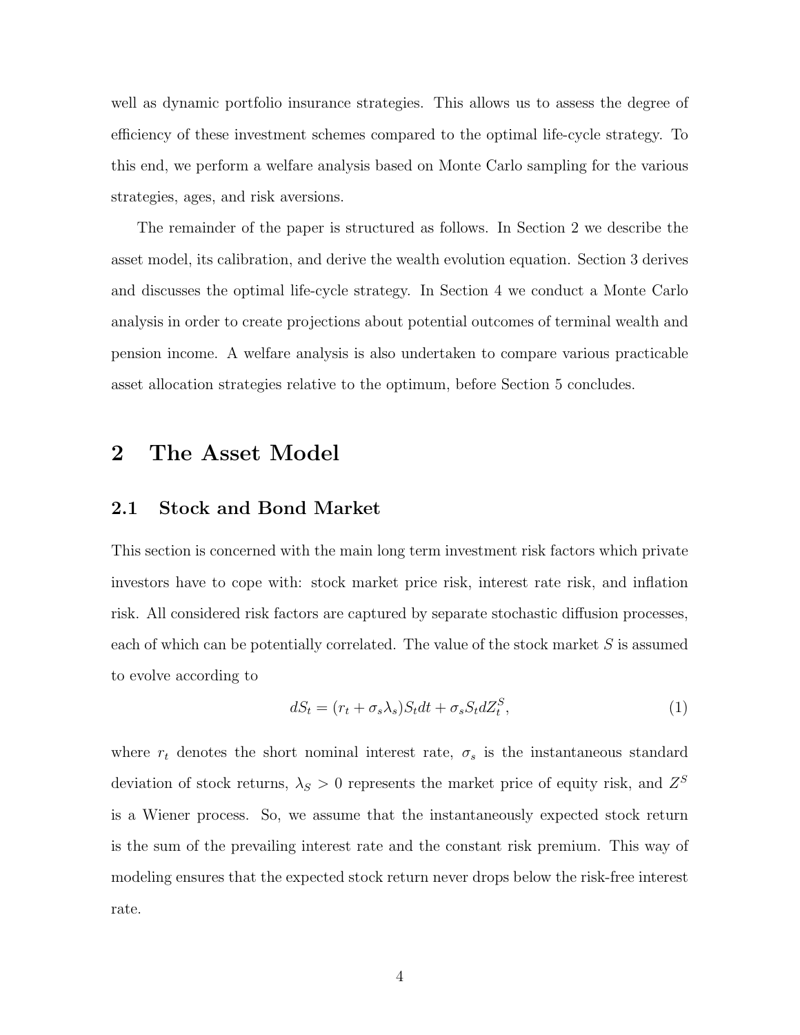well as dynamic portfolio insurance strategies. This allows us to assess the degree of efficiency of these investment schemes compared to the optimal life-cycle strategy. To this end, we perform a welfare analysis based on Monte Carlo sampling for the various strategies, ages, and risk aversions.

The remainder of the paper is structured as follows. In Section 2 we describe the asset model, its calibration, and derive the wealth evolution equation. Section 3 derives and discusses the optimal life-cycle strategy. In Section 4 we conduct a Monte Carlo analysis in order to create projections about potential outcomes of terminal wealth and pension income. A welfare analysis is also undertaken to compare various practicable asset allocation strategies relative to the optimum, before Section 5 concludes.

# 2 The Asset Model

## 2.1 Stock and Bond Market

This section is concerned with the main long term investment risk factors which private investors have to cope with: stock market price risk, interest rate risk, and inflation risk. All considered risk factors are captured by separate stochastic diffusion processes, each of which can be potentially correlated. The value of the stock market $S$ is assumed to evolve according to

$$dS_t = (r_t + \sigma_s \lambda_s) S_t dt + \sigma_s S_t dZ_t^S, \tag{1}$$

where $r_t$ denotes the short nominal interest rate, $\sigma_s$ is the instantaneous standard deviation of stock returns, $\lambda_S > 0$ represents the market price of equity risk, and $Z^S$ is a Wiener process. So, we assume that the instantaneously expected stock return is the sum of the prevailing interest rate and the constant risk premium. This way of modeling ensures that the expected stock return never drops below the risk-free interest rate.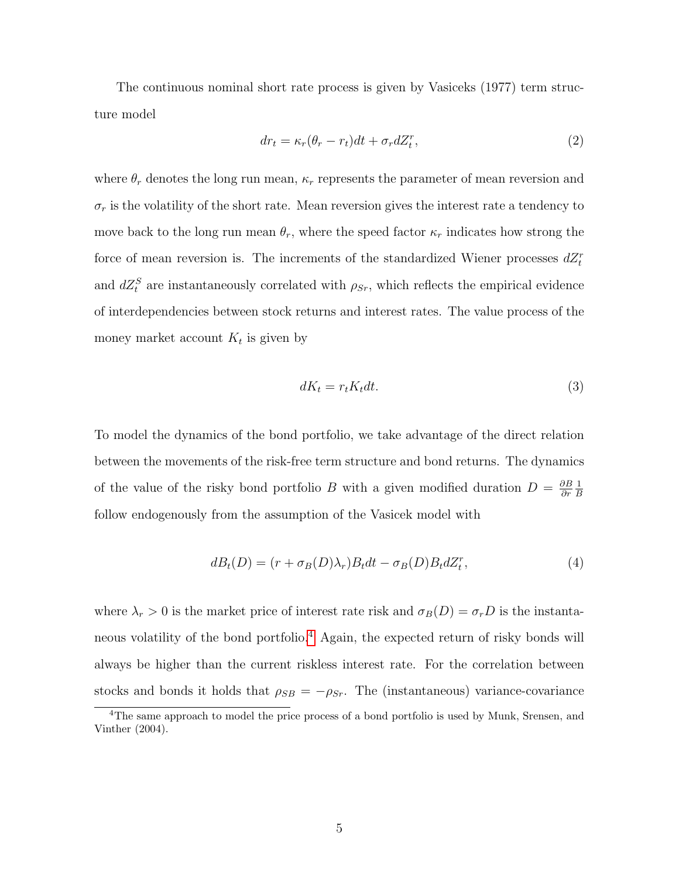The continuous nominal short rate process is given by Vasiceks (1977) term structure model

$$dr_t = \kappa_r(\theta_r - r_t)dt + \sigma_r dZ_t^r, \tag{2}$$

where $\theta_r$ denotes the long run mean, $\kappa_r$ represents the parameter of mean reversion and $\sigma_r$ is the volatility of the short rate. Mean reversion gives the interest rate a tendency to move back to the long run mean $\theta_r$, where the speed factor $\kappa_r$ indicates how strong the force of mean reversion is. The increments of the standardized Wiener processes $dZ_t^r$ and $dZ_t^S$ are instantaneously correlated with $\rho_{Sr}$, which reflects the empirical evidence of interdependencies between stock returns and interest rates. The value process of the money market account $K_t$ is given by

$$dK_t = r_t K_t dt. \tag{3}$$

To model the dynamics of the bond portfolio, we take advantage of the direct relation between the movements of the risk-free term structure and bond returns. The dynamics of the value of the risky bond portfolio $B$ with a given modified duration $D = \frac{\partial B}{\partial r}\frac{1}{B}$ follow endogenously from the assumption of the Vasicek model with

$$dB_t(D) = (r + \sigma_B(D)\lambda_r)B_t dt - \sigma_B(D)B_t dZ_t^r, \tag{4}$$

where $\lambda_r > 0$ is the market price of interest rate risk and $\sigma_B(D) = \sigma_r D$ is the instantaneous volatility of the bond portfolio.[4] Again, the expected return of risky bonds will always be higher than the current riskless interest rate. For the correlation between stocks and bonds it holds that $\rho_{SB} = -\rho_{Sr}$. The (instantaneous) variance-covariance

[4] The same approach to model the price process of a bond portfolio is used by Munk, Srensen, and Vinther (2004).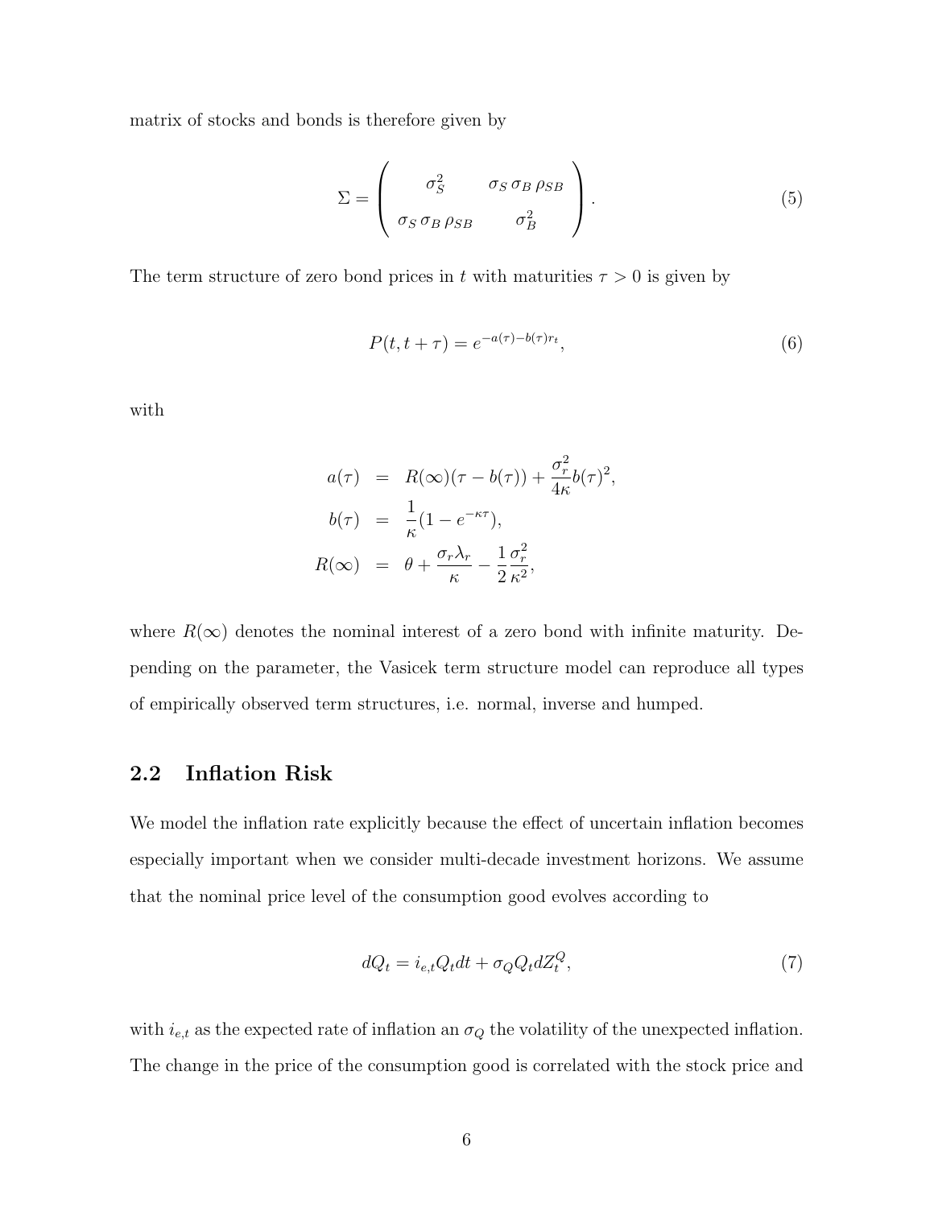matrix of stocks and bonds is therefore given by

$$\Sigma = \begin{pmatrix} \sigma_S^2 & \sigma_S \, \sigma_B \, \rho_{SB} \\ \sigma_S \, \sigma_B \, \rho_{SB} & \sigma_B^2 \end{pmatrix}. \tag{5}$$

The term structure of zero bond prices in $t$ with maturities $\tau > 0$ is given by

$$P(t, t+\tau) = e^{-a(\tau) - b(\tau) r_t}, \tag{6}$$

with

$$\begin{aligned} a(\tau) &= R(\infty)(\tau - b(\tau)) + \frac{\sigma_r^2}{4\kappa} b(\tau)^2, \\ b(\tau) &= \frac{1}{\kappa}(1 - e^{-\kappa\tau}), \\ R(\infty) &= \theta + \frac{\sigma_r \lambda_r}{\kappa} - \frac{1}{2}\frac{\sigma_r^2}{\kappa^2}, \end{aligned}$$

where $R(\infty)$ denotes the nominal interest of a zero bond with infinite maturity. Depending on the parameter, the Vasicek term structure model can reproduce all types of empirically observed term structures, i.e. normal, inverse and humped.

## 2.2 Inflation Risk

We model the inflation rate explicitly because the effect of uncertain inflation becomes especially important when we consider multi-decade investment horizons. We assume that the nominal price level of the consumption good evolves according to

$$dQ_t = i_{e,t} Q_t dt + \sigma_Q Q_t dZ_t^Q, \tag{7}$$

with $i_{e,t}$ as the expected rate of inflation an $\sigma_Q$ the volatility of the unexpected inflation. The change in the price of the consumption good is correlated with the stock price and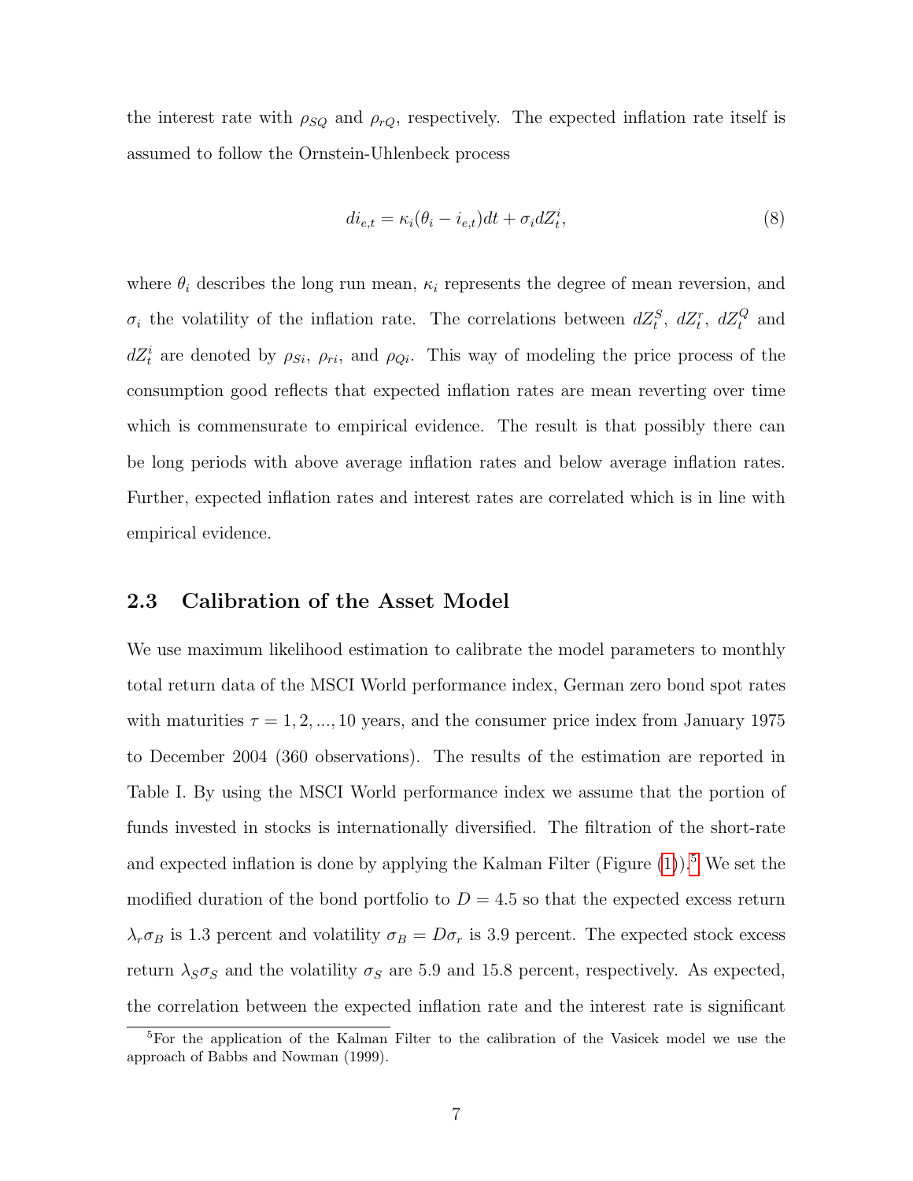the interest rate with $\rho_{SQ}$ and $\rho_{rQ}$, respectively. The expected inflation rate itself is assumed to follow the Ornstein-Uhlenbeck process

$$di_{e,t} = \kappa_i(\theta_i - i_{e,t})dt + \sigma_i dZ_t^i, \tag{8}$$

where $\theta_i$ describes the long run mean, $\kappa_i$ represents the degree of mean reversion, and $\sigma_i$ the volatility of the inflation rate. The correlations between $dZ_t^S$, $dZ_t^r$, $dZ_t^Q$ and $dZ_t^i$ are denoted by $\rho_{Si}$, $\rho_{ri}$, and $\rho_{Qi}$. This way of modeling the price process of the consumption good reflects that expected inflation rates are mean reverting over time which is commensurate to empirical evidence. The result is that possibly there can be long periods with above average inflation rates and below average inflation rates. Further, expected inflation rates and interest rates are correlated which is in line with empirical evidence.

### 2.3 Calibration of the Asset Model

We use maximum likelihood estimation to calibrate the model parameters to monthly total return data of the MSCI World performance index, German zero bond spot rates with maturities $\tau = 1, 2, ..., 10$ years, and the consumer price index from January 1975 to December 2004 (360 observations). The results of the estimation are reported in Table I. By using the MSCI World performance index we assume that the portion of funds invested in stocks is internationally diversified. The filtration of the short-rate and expected inflation is done by applying the Kalman Filter (Figure (1)).[5] We set the modified duration of the bond portfolio to $D = 4.5$ so that the expected excess return $\lambda_r \sigma_B$ is 1.3 percent and volatility $\sigma_B = D\sigma_r$ is 3.9 percent. The expected stock excess return $\lambda_S \sigma_S$ and the volatility $\sigma_S$ are 5.9 and 15.8 percent, respectively. As expected, the correlation between the expected inflation rate and the interest rate is significant

[5] For the application of the Kalman Filter to the calibration of the Vasicek model we use the approach of Babbs and Nowman (1999).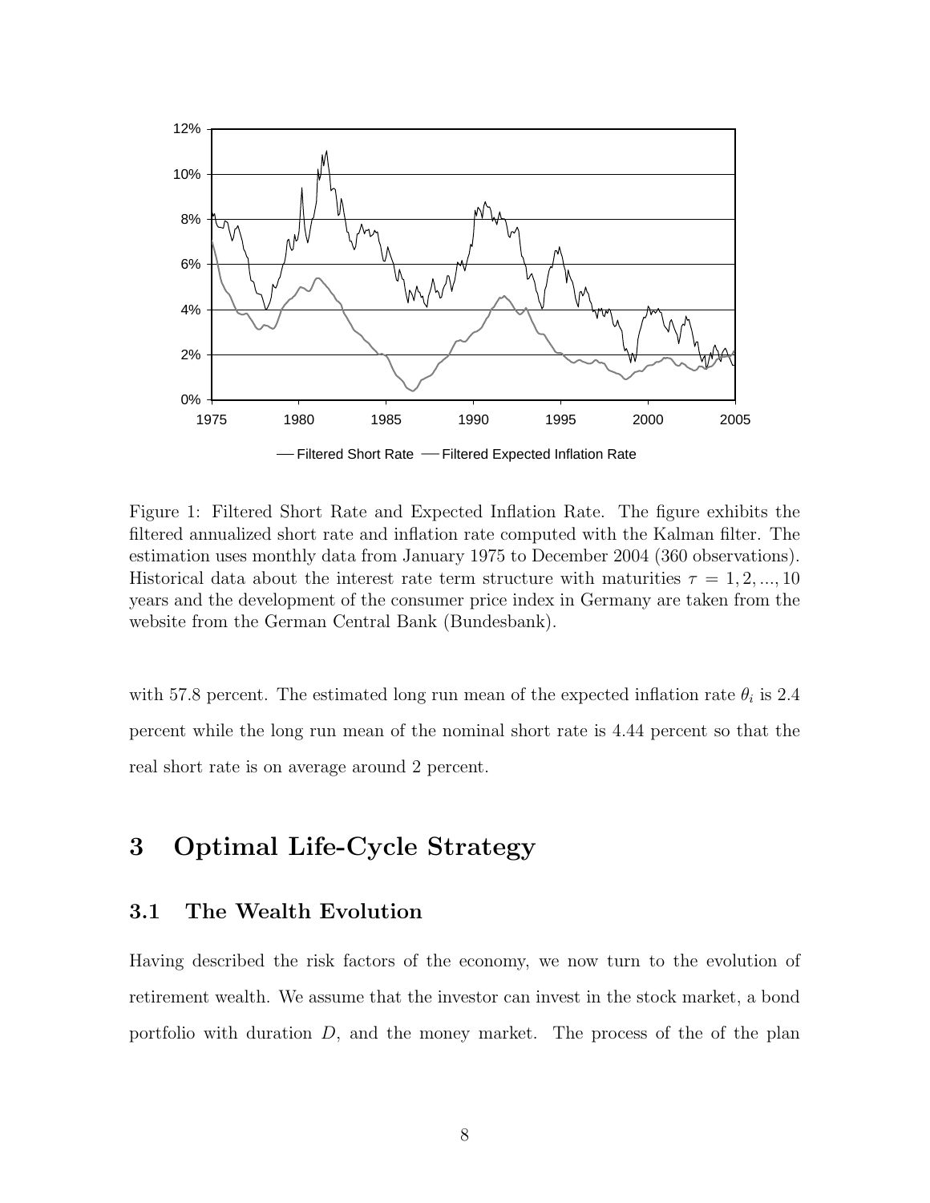Figure 1: Filtered Short Rate and Expected Inflation Rate. The figure exhibits the filtered annualized short rate and inflation rate computed with the Kalman filter. The estimation uses monthly data from January 1975 to December 2004 (360 observations). Historical data about the interest rate term structure with maturities $\tau = 1, 2, ..., 10$ years and the development of the consumer price index in Germany are taken from the website from the German Central Bank (Bundesbank).

with 57.8 percent. The estimated long run mean of the expected inflation rate $\theta_i$ is 2.4 percent while the long run mean of the nominal short rate is 4.44 percent so that the real short rate is on average around 2 percent.

# 3 Optimal Life-Cycle Strategy

## 3.1 The Wealth Evolution

Having described the risk factors of the economy, we now turn to the evolution of retirement wealth. We assume that the investor can invest in the stock market, a bond portfolio with duration $D$, and the money market. The process of the of the plan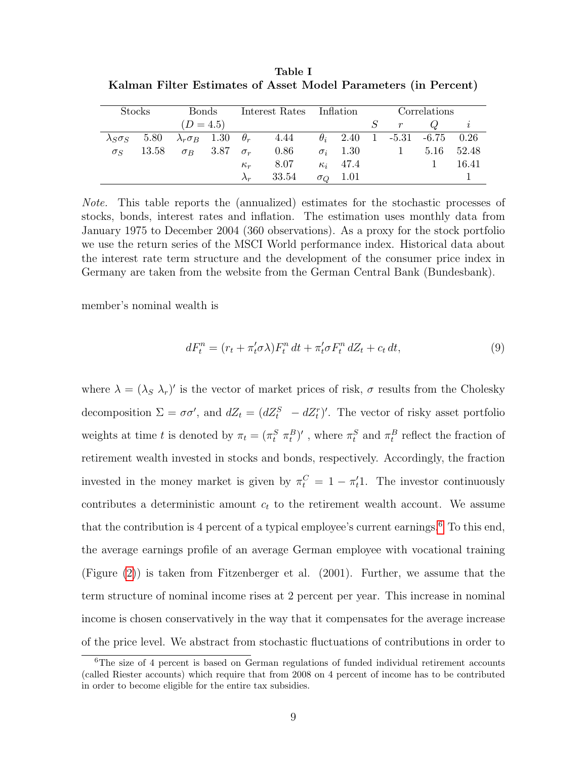**Table I**
**Kalman Filter Estimates of Asset Model Parameters (in Percent)**

| Stocks | | Bonds ($D = 4.5$) | | Interest Rates | | Inflation | | Correlations | | | |
|---|---|---|---|---|---|---|---|---|---|---|---|
| | | | | | | | | $S$ | $r$ | $Q$ | $i$ |
| $\lambda_S \sigma_S$ | 5.80 | $\lambda_r \sigma_B$ | 1.30 | $\theta_r$ | 4.44 | $\theta_i$ | 2.40 | 1 | -5.31 | -6.75 | 0.26 |
| $\sigma_S$ | 13.58 | $\sigma_B$ | 3.87 | $\sigma_r$ | 0.86 | $\sigma_i$ | 1.30 | | 1 | 5.16 | 52.48 |
| | | | | $\kappa_r$ | 8.07 | $\kappa_i$ | 47.4 | | | 1 | 16.41 |
| | | | | $\lambda_r$ | 33.54 | $\sigma_Q$ | 1.01 | | | | 1 |

*Note.* This table reports the (annualized) estimates for the stochastic processes of stocks, bonds, interest rates and inflation. The estimation uses monthly data from January 1975 to December 2004 (360 observations). As a proxy for the stock portfolio we use the return series of the MSCI World performance index. Historical data about the interest rate term structure and the development of the consumer price index in Germany are taken from the website from the German Central Bank (Bundesbank).

member's nominal wealth is

$$dF_t^n = (r_t + \pi_t' \sigma \lambda) F_t^n \, dt + \pi_t' \sigma F_t^n \, dZ_t + c_t \, dt, \tag{9}$$

where $\lambda = (\lambda_S \ \lambda_r)'$ is the vector of market prices of risk, $\sigma$ results from the Cholesky decomposition $\Sigma = \sigma\sigma'$, and $dZ_t = (dZ_t^S \ \ -dZ_t^r)'$. The vector of risky asset portfolio weights at time $t$ is denoted by $\pi_t = (\pi_t^S \ \pi_t^B)'$ , where $\pi_t^S$ and $\pi_t^B$ reflect the fraction of retirement wealth invested in stocks and bonds, respectively. Accordingly, the fraction invested in the money market is given by $\pi_t^C = 1 - \pi_t' 1$. The investor continuously contributes a deterministic amount $c_t$ to the retirement wealth account. We assume that the contribution is 4 percent of a typical employee's current earnings.[6] To this end, the average earnings profile of an average German employee with vocational training (Figure (2)) is taken from Fitzenberger et al. (2001). Further, we assume that the term structure of nominal income rises at 2 percent per year. This increase in nominal income is chosen conservatively in the way that it compensates for the average increase of the price level. We abstract from stochastic fluctuations of contributions in order to

[6]The size of 4 percent is based on German regulations of funded individual retirement accounts (called Riester accounts) which require that from 2008 on 4 percent of income has to be contributed in order to become eligible for the entire tax subsidies.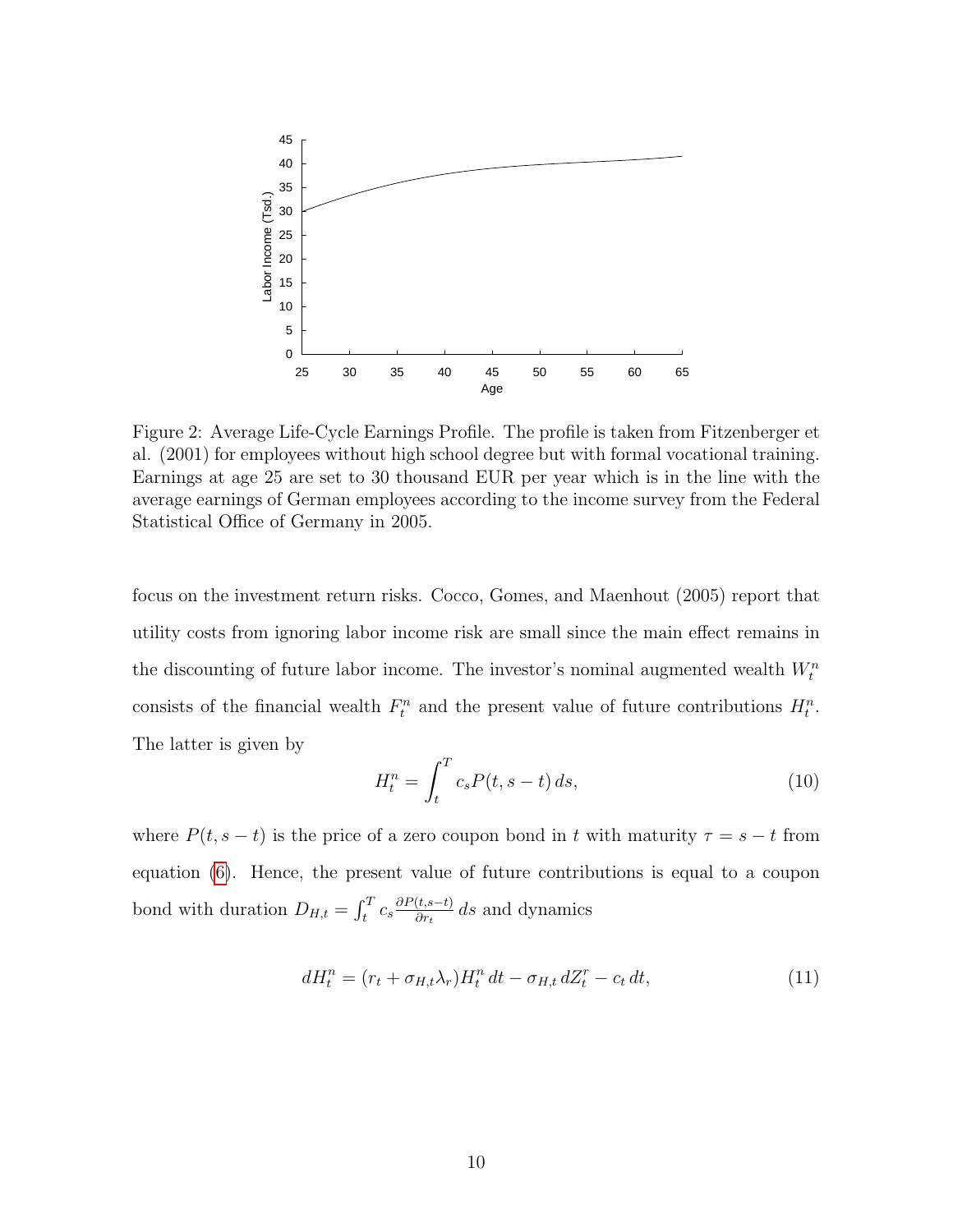Figure 2: Average Life-Cycle Earnings Profile. The profile is taken from Fitzenberger et al. (2001) for employees without high school degree but with formal vocational training. Earnings at age 25 are set to 30 thousand EUR per year which is in the line with the average earnings of German employees according to the income survey from the Federal Statistical Office of Germany in 2005.

focus on the investment return risks. Cocco, Gomes, and Maenhout (2005) report that utility costs from ignoring labor income risk are small since the main effect remains in the discounting of future labor income. The investor's nominal augmented wealth $W_t^n$ consists of the financial wealth $F_t^n$ and the present value of future contributions $H_t^n$. The latter is given by

$$H_t^n = \int_t^T c_s P(t, s-t)\, ds, \tag{10}$$

where $P(t, s-t)$ is the price of a zero coupon bond in $t$ with maturity $\tau = s - t$ from equation (6). Hence, the present value of future contributions is equal to a coupon bond with duration $D_{H,t} = \int_t^T c_s \frac{\partial P(t,s-t)}{\partial r_t}\, ds$ and dynamics

$$dH_t^n = (r_t + \sigma_{H,t}\lambda_r)H_t^n\, dt - \sigma_{H,t}\, dZ_t^r - c_t\, dt, \tag{11}$$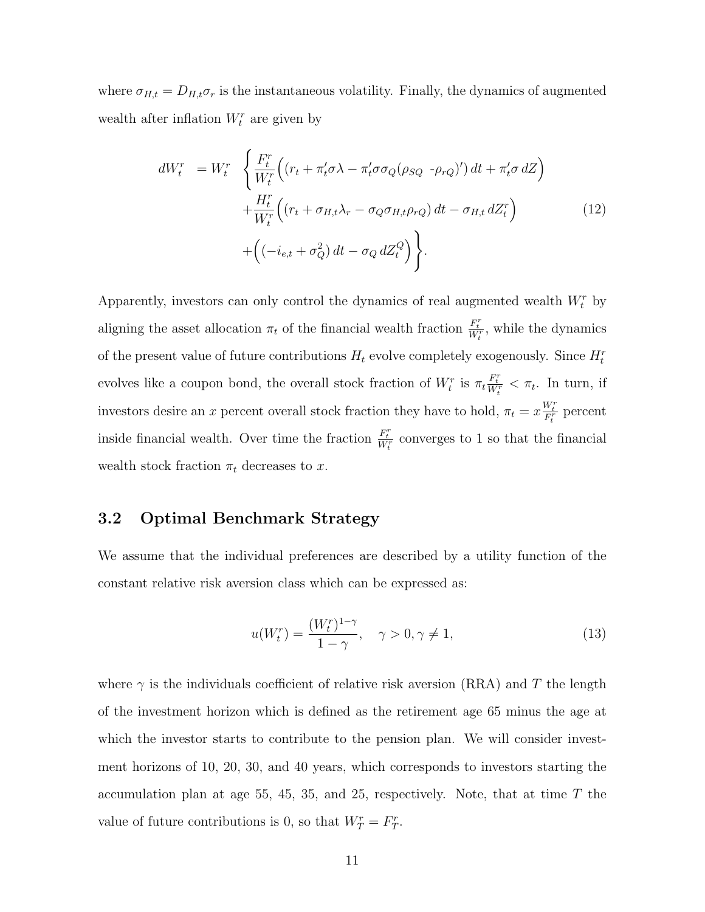where $\sigma_{H,t} = D_{H,t}\sigma_r$ is the instantaneous volatility. Finally, the dynamics of augmented wealth after inflation $W_t^r$ are given by

$$
\begin{aligned}
dW_t^r \;&= W_t^r \;\; \Bigg\{ \frac{F_t^r}{W_t^r}\Big( (r_t + \pi_t'\sigma\lambda - \pi_t'\sigma\sigma_Q(\rho_{SQ}\ \text{-}\rho_{rQ})')\, dt + \pi_t'\sigma\, dZ \Big) \\
&\quad + \frac{H_t^r}{W_t^r}\Big( (r_t + \sigma_{H,t}\lambda_r - \sigma_Q\sigma_{H,t}\rho_{rQ})\, dt - \sigma_{H,t}\, dZ_t^r \Big) \\
&\quad + \Big( (-i_{e,t} + \sigma_Q^2)\, dt - \sigma_Q\, dZ_t^Q \Big) \Bigg\}.
\end{aligned}
\tag{12}
$$

Apparently, investors can only control the dynamics of real augmented wealth $W_t^r$ by aligning the asset allocation $\pi_t$ of the financial wealth fraction $\frac{F_t^r}{W_t^r}$, while the dynamics of the present value of future contributions $H_t$ evolve completely exogenously. Since $H_t^r$ evolves like a coupon bond, the overall stock fraction of $W_t^r$ is $\pi_t \frac{F_t^r}{W_t^r} < \pi_t$. In turn, if investors desire an $x$ percent overall stock fraction they have to hold, $\pi_t = x\frac{W_t^r}{F_t^r}$ percent inside financial wealth. Over time the fraction $\frac{F_t^r}{W_t^r}$ converges to 1 so that the financial wealth stock fraction $\pi_t$ decreases to $x$.

## 3.2 Optimal Benchmark Strategy

We assume that the individual preferences are described by a utility function of the constant relative risk aversion class which can be expressed as:

$$
u(W_t^r) = \frac{(W_t^r)^{1-\gamma}}{1-\gamma}, \quad \gamma > 0, \gamma \neq 1, \tag{13}
$$

where $\gamma$ is the individuals coefficient of relative risk aversion (RRA) and $T$ the length of the investment horizon which is defined as the retirement age 65 minus the age at which the investor starts to contribute to the pension plan. We will consider investment horizons of 10, 20, 30, and 40 years, which corresponds to investors starting the accumulation plan at age 55, 45, 35, and 25, respectively. Note, that at time $T$ the value of future contributions is 0, so that $W_T^r = F_T^r$.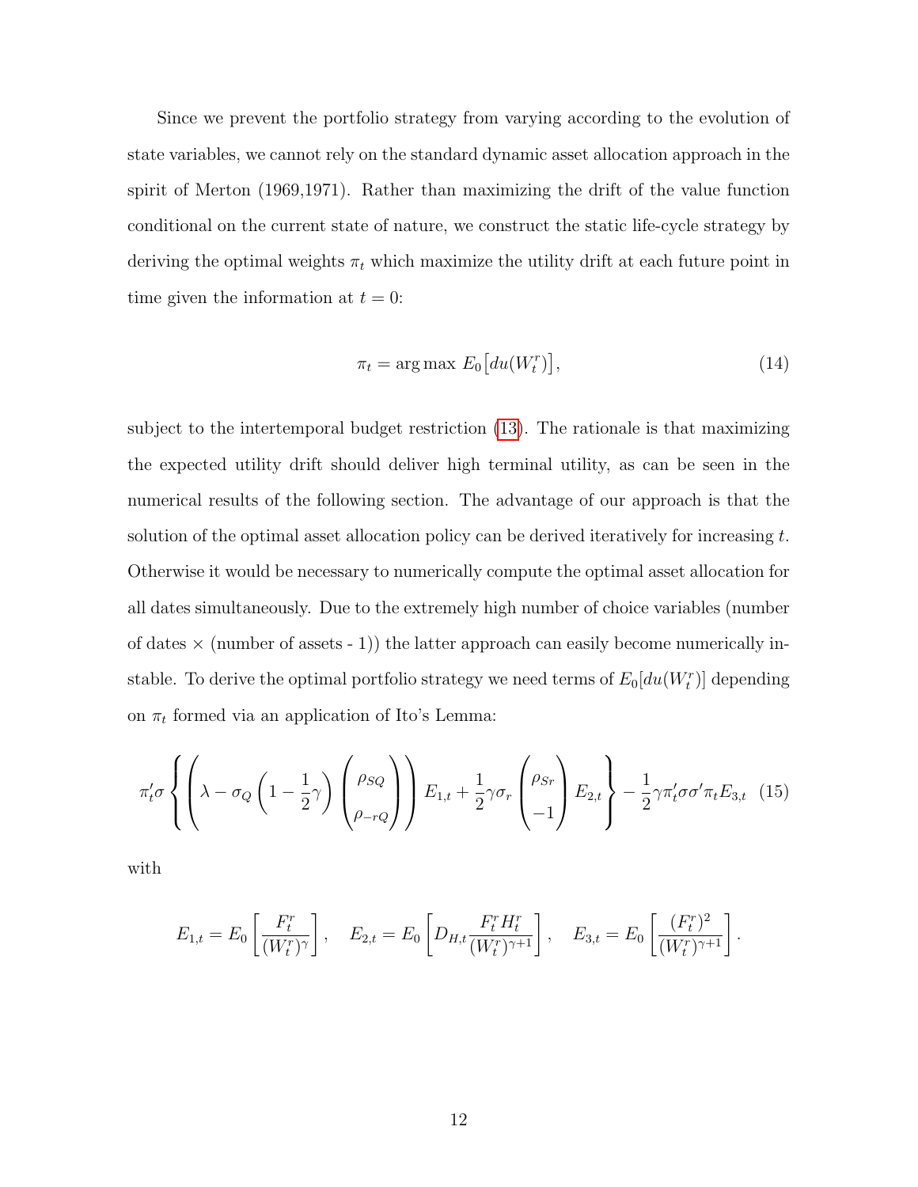Since we prevent the portfolio strategy from varying according to the evolution of state variables, we cannot rely on the standard dynamic asset allocation approach in the spirit of Merton (1969,1971). Rather than maximizing the drift of the value function conditional on the current state of nature, we construct the static life-cycle strategy by deriving the optimal weights $\pi_t$ which maximize the utility drift at each future point in time given the information at $t = 0$:

$$\pi_t = \arg\max \, E_0\big[du(W_t^r)\big], \tag{14}$$

subject to the intertemporal budget restriction (13). The rationale is that maximizing the expected utility drift should deliver high terminal utility, as can be seen in the numerical results of the following section. The advantage of our approach is that the solution of the optimal asset allocation policy can be derived iteratively for increasing $t$. Otherwise it would be necessary to numerically compute the optimal asset allocation for all dates simultaneously. Due to the extremely high number of choice variables (number of dates × (number of assets - 1)) the latter approach can easily become numerically instable. To derive the optimal portfolio strategy we need terms of $E_0[du(W_t^r)]$ depending on $\pi_t$ formed via an application of Ito's Lemma:

$$\pi_t'\sigma\left\{\left(\lambda - \sigma_Q\left(1-\frac{1}{2}\gamma\right)\begin{pmatrix}\rho_{SQ}\\ \rho_{-rQ}\end{pmatrix}\right)E_{1,t} + \frac{1}{2}\gamma\sigma_r\begin{pmatrix}\rho_{Sr}\\ -1\end{pmatrix}E_{2,t}\right\} - \frac{1}{2}\gamma\pi_t'\sigma\sigma'\pi_t E_{3,t} \tag{15}$$

with

$$E_{1,t} = E_0\left[\frac{F_t^r}{(W_t^r)^\gamma}\right], \quad E_{2,t} = E_0\left[D_{H,t}\frac{F_t^r H_t^r}{(W_t^r)^{\gamma+1}}\right], \quad E_{3,t} = E_0\left[\frac{(F_t^r)^2}{(W_t^r)^{\gamma+1}}\right].$$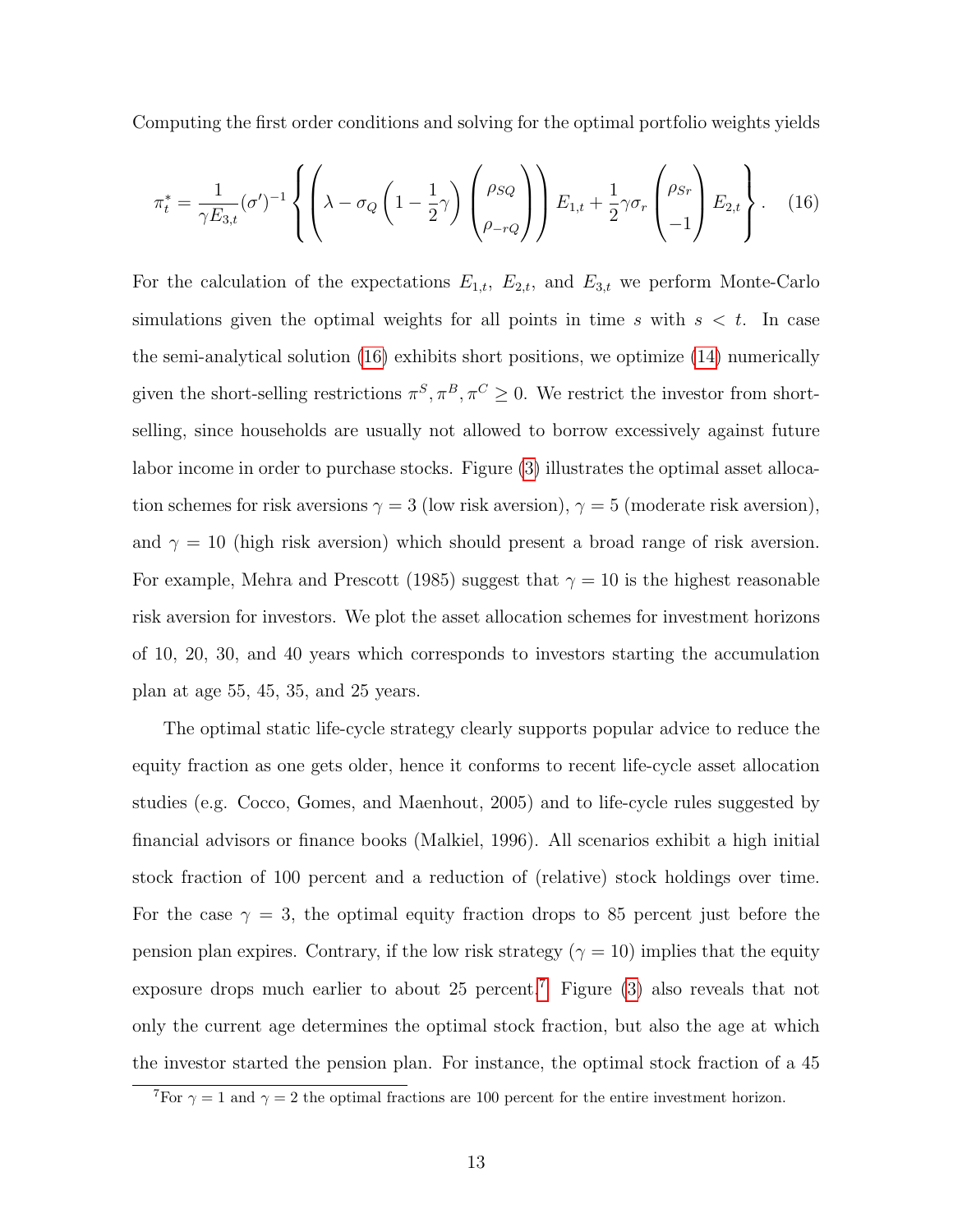Computing the first order conditions and solving for the optimal portfolio weights yields

$$\pi_t^* = \frac{1}{\gamma E_{3,t}} (\sigma')^{-1} \left\{ \left( \lambda - \sigma_Q \left( 1 - \frac{1}{2}\gamma \right) \begin{pmatrix} \rho_{SQ} \\ \rho_{-rQ} \end{pmatrix} \right) E_{1,t} + \frac{1}{2}\gamma \sigma_r \begin{pmatrix} \rho_{Sr} \\ -1 \end{pmatrix} E_{2,t} \right\}. \quad (16)$$

For the calculation of the expectations $E_{1,t}$, $E_{2,t}$, and $E_{3,t}$ we perform Monte-Carlo simulations given the optimal weights for all points in time $s$ with $s < t$. In case the semi-analytical solution (16) exhibits short positions, we optimize (14) numerically given the short-selling restrictions $\pi^S, \pi^B, \pi^C \geq 0$. We restrict the investor from short-selling, since households are usually not allowed to borrow excessively against future labor income in order to purchase stocks. Figure (3) illustrates the optimal asset allocation schemes for risk aversions $\gamma = 3$ (low risk aversion), $\gamma = 5$ (moderate risk aversion), and $\gamma = 10$ (high risk aversion) which should present a broad range of risk aversion. For example, Mehra and Prescott (1985) suggest that $\gamma = 10$ is the highest reasonable risk aversion for investors. We plot the asset allocation schemes for investment horizons of 10, 20, 30, and 40 years which corresponds to investors starting the accumulation plan at age 55, 45, 35, and 25 years.

The optimal static life-cycle strategy clearly supports popular advice to reduce the equity fraction as one gets older, hence it conforms to recent life-cycle asset allocation studies (e.g. Cocco, Gomes, and Maenhout, 2005) and to life-cycle rules suggested by financial advisors or finance books (Malkiel, 1996). All scenarios exhibit a high initial stock fraction of 100 percent and a reduction of (relative) stock holdings over time. For the case $\gamma = 3$, the optimal equity fraction drops to 85 percent just before the pension plan expires. Contrary, if the low risk strategy ($\gamma = 10$) implies that the equity exposure drops much earlier to about 25 percent.[7] Figure (3) also reveals that not only the current age determines the optimal stock fraction, but also the age at which the investor started the pension plan. For instance, the optimal stock fraction of a 45

[7] For $\gamma = 1$ and $\gamma = 2$ the optimal fractions are 100 percent for the entire investment horizon.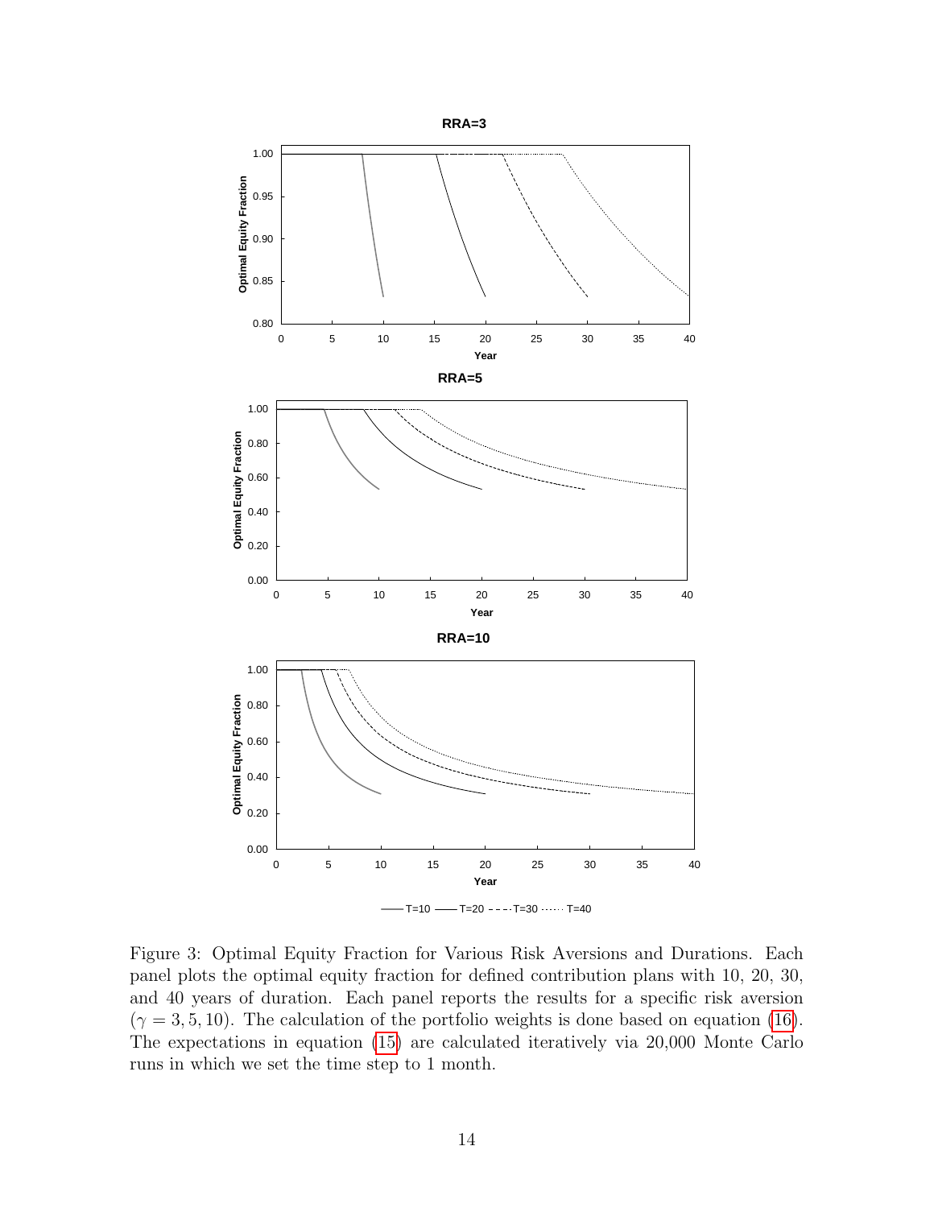Figure 3: Optimal Equity Fraction for Various Risk Aversions and Durations. Each panel plots the optimal equity fraction for defined contribution plans with 10, 20, 30, and 40 years of duration. Each panel reports the results for a specific risk aversion ($\gamma = 3, 5, 10$). The calculation of the portfolio weights is done based on equation (16). The expectations in equation (15) are calculated iteratively via 20,000 Monte Carlo runs in which we set the time step to 1 month.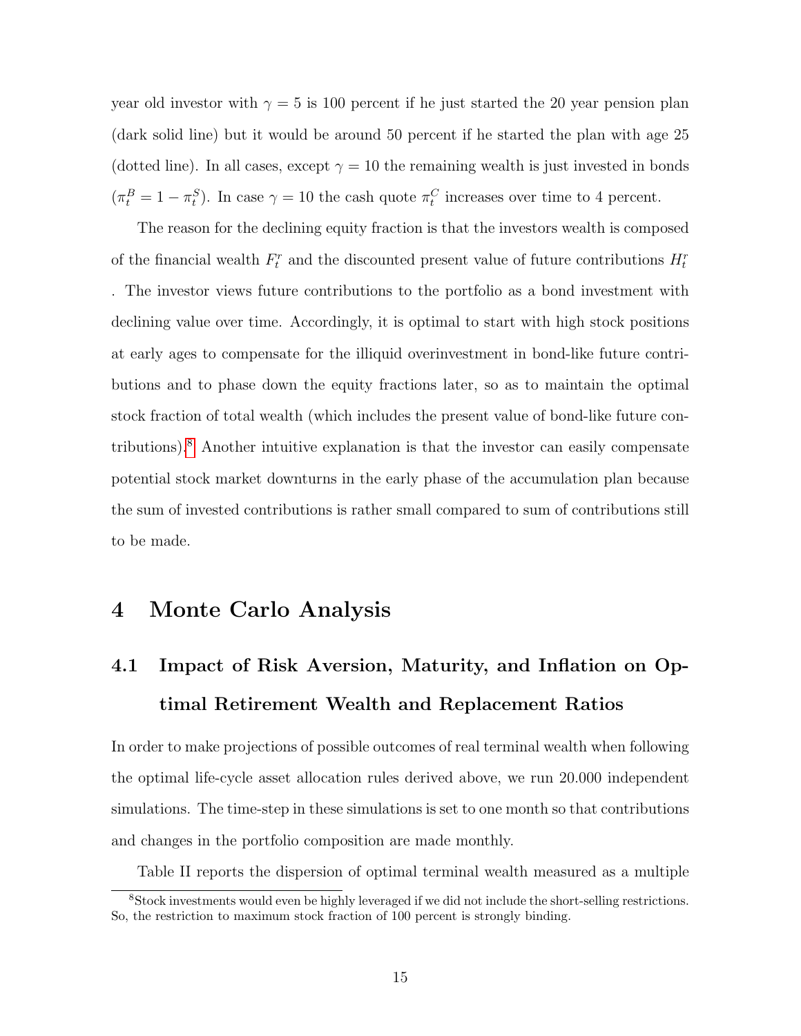year old investor with $\gamma = 5$ is 100 percent if he just started the 20 year pension plan (dark solid line) but it would be around 50 percent if he started the plan with age 25 (dotted line). In all cases, except $\gamma = 10$ the remaining wealth is just invested in bonds ($\pi_t^B = 1 - \pi_t^S$). In case $\gamma = 10$ the cash quote $\pi_t^C$ increases over time to 4 percent.

The reason for the declining equity fraction is that the investors wealth is composed of the financial wealth $F_t^r$ and the discounted present value of future contributions $H_t^r$ . The investor views future contributions to the portfolio as a bond investment with declining value over time. Accordingly, it is optimal to start with high stock positions at early ages to compensate for the illiquid overinvestment in bond-like future contributions and to phase down the equity fractions later, so as to maintain the optimal stock fraction of total wealth (which includes the present value of bond-like future contributions).[8] Another intuitive explanation is that the investor can easily compensate potential stock market downturns in the early phase of the accumulation plan because the sum of invested contributions is rather small compared to sum of contributions still to be made.

# 4 Monte Carlo Analysis

## 4.1 Impact of Risk Aversion, Maturity, and Inflation on Optimal Retirement Wealth and Replacement Ratios

In order to make projections of possible outcomes of real terminal wealth when following the optimal life-cycle asset allocation rules derived above, we run 20.000 independent simulations. The time-step in these simulations is set to one month so that contributions and changes in the portfolio composition are made monthly.

Table II reports the dispersion of optimal terminal wealth measured as a multiple

[8] Stock investments would even be highly leveraged if we did not include the short-selling restrictions. So, the restriction to maximum stock fraction of 100 percent is strongly binding.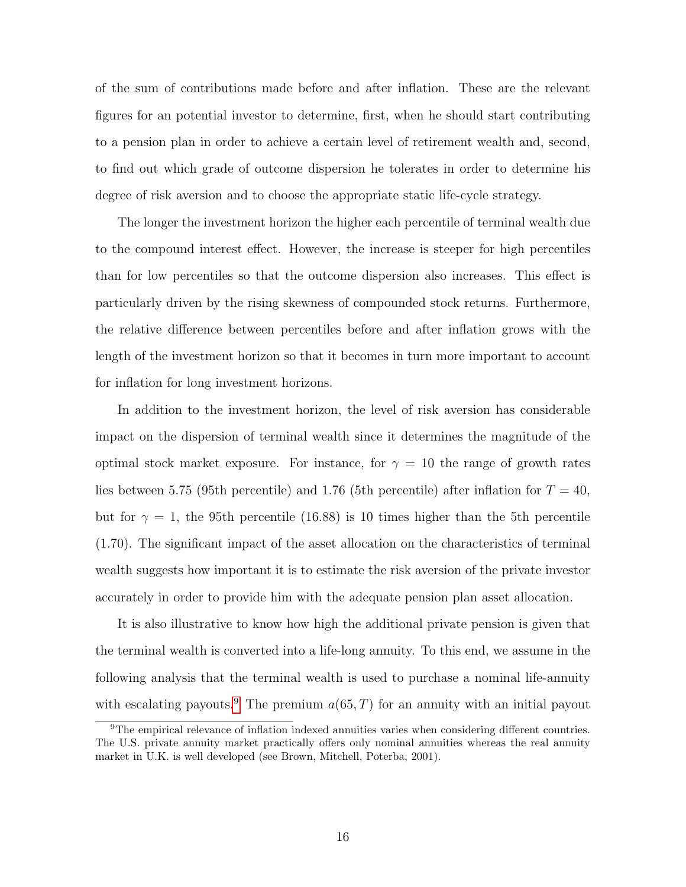of the sum of contributions made before and after inflation. These are the relevant figures for an potential investor to determine, first, when he should start contributing to a pension plan in order to achieve a certain level of retirement wealth and, second, to find out which grade of outcome dispersion he tolerates in order to determine his degree of risk aversion and to choose the appropriate static life-cycle strategy.

The longer the investment horizon the higher each percentile of terminal wealth due to the compound interest effect. However, the increase is steeper for high percentiles than for low percentiles so that the outcome dispersion also increases. This effect is particularly driven by the rising skewness of compounded stock returns. Furthermore, the relative difference between percentiles before and after inflation grows with the length of the investment horizon so that it becomes in turn more important to account for inflation for long investment horizons.

In addition to the investment horizon, the level of risk aversion has considerable impact on the dispersion of terminal wealth since it determines the magnitude of the optimal stock market exposure. For instance, for $\gamma = 10$ the range of growth rates lies between 5.75 (95th percentile) and 1.76 (5th percentile) after inflation for $T = 40$, but for $\gamma = 1$, the 95th percentile (16.88) is 10 times higher than the 5th percentile (1.70). The significant impact of the asset allocation on the characteristics of terminal wealth suggests how important it is to estimate the risk aversion of the private investor accurately in order to provide him with the adequate pension plan asset allocation.

It is also illustrative to know how high the additional private pension is given that the terminal wealth is converted into a life-long annuity. To this end, we assume in the following analysis that the terminal wealth is used to purchase a nominal life-annuity with escalating payouts.[9] The premium $a(65, T)$ for an annuity with an initial payout

[9] The empirical relevance of inflation indexed annuities varies when considering different countries. The U.S. private annuity market practically offers only nominal annuities whereas the real annuity market in U.K. is well developed (see Brown, Mitchell, Poterba, 2001).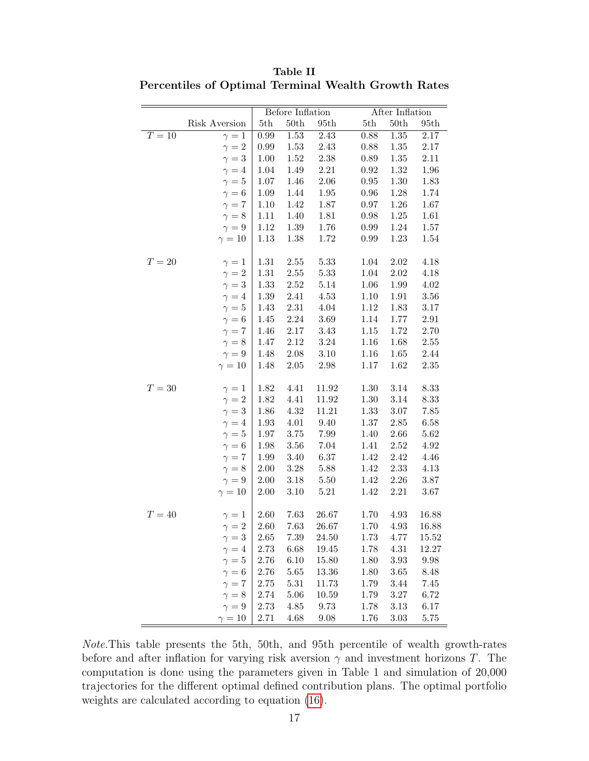**Table II**
**Percentiles of Optimal Terminal Wealth Growth Rates**

| | Risk Aversion | Before Inflation | | | After Inflation | | |
|---|---|---|---|---|---|---|---|
| | | 5th | 50th | 95th | 5th | 50th | 95th |
| $T = 10$ | $\gamma = 1$ | 0.99 | 1.53 | 2.43 | 0.88 | 1.35 | 2.17 |
| | $\gamma = 2$ | 0.99 | 1.53 | 2.43 | 0.88 | 1.35 | 2.17 |
| | $\gamma = 3$ | 1.00 | 1.52 | 2.38 | 0.89 | 1.35 | 2.11 |
| | $\gamma = 4$ | 1.04 | 1.49 | 2.21 | 0.92 | 1.32 | 1.96 |
| | $\gamma = 5$ | 1.07 | 1.46 | 2.06 | 0.95 | 1.30 | 1.83 |
| | $\gamma = 6$ | 1.09 | 1.44 | 1.95 | 0.96 | 1.28 | 1.74 |
| | $\gamma = 7$ | 1.10 | 1.42 | 1.87 | 0.97 | 1.26 | 1.67 |
| | $\gamma = 8$ | 1.11 | 1.40 | 1.81 | 0.98 | 1.25 | 1.61 |
| | $\gamma = 9$ | 1.12 | 1.39 | 1.76 | 0.99 | 1.24 | 1.57 |
| | $\gamma = 10$ | 1.13 | 1.38 | 1.72 | 0.99 | 1.23 | 1.54 |
| $T = 20$ | $\gamma = 1$ | 1.31 | 2.55 | 5.33 | 1.04 | 2.02 | 4.18 |
| | $\gamma = 2$ | 1.31 | 2.55 | 5.33 | 1.04 | 2.02 | 4.18 |
| | $\gamma = 3$ | 1.33 | 2.52 | 5.14 | 1.06 | 1.99 | 4.02 |
| | $\gamma = 4$ | 1.39 | 2.41 | 4.53 | 1.10 | 1.91 | 3.56 |
| | $\gamma = 5$ | 1.43 | 2.31 | 4.04 | 1.12 | 1.83 | 3.17 |
| | $\gamma = 6$ | 1.45 | 2.24 | 3.69 | 1.14 | 1.77 | 2.91 |
| | $\gamma = 7$ | 1.46 | 2.17 | 3.43 | 1.15 | 1.72 | 2.70 |
| | $\gamma = 8$ | 1.47 | 2.12 | 3.24 | 1.16 | 1.68 | 2.55 |
| | $\gamma = 9$ | 1.48 | 2.08 | 3.10 | 1.16 | 1.65 | 2.44 |
| | $\gamma = 10$ | 1.48 | 2.05 | 2.98 | 1.17 | 1.62 | 2.35 |
| $T = 30$ | $\gamma = 1$ | 1.82 | 4.41 | 11.92 | 1.30 | 3.14 | 8.33 |
| | $\gamma = 2$ | 1.82 | 4.41 | 11.92 | 1.30 | 3.14 | 8.33 |
| | $\gamma = 3$ | 1.86 | 4.32 | 11.21 | 1.33 | 3.07 | 7.85 |
| | $\gamma = 4$ | 1.93 | 4.01 | 9.40 | 1.37 | 2.85 | 6.58 |
| | $\gamma = 5$ | 1.97 | 3.75 | 7.99 | 1.40 | 2.66 | 5.62 |
| | $\gamma = 6$ | 1.98 | 3.56 | 7.04 | 1.41 | 2.52 | 4.92 |
| | $\gamma = 7$ | 1.99 | 3.40 | 6.37 | 1.42 | 2.42 | 4.46 |
| | $\gamma = 8$ | 2.00 | 3.28 | 5.88 | 1.42 | 2.33 | 4.13 |
| | $\gamma = 9$ | 2.00 | 3.18 | 5.50 | 1.42 | 2.26 | 3.87 |
| | $\gamma = 10$ | 2.00 | 3.10 | 5.21 | 1.42 | 2.21 | 3.67 |
| $T = 40$ | $\gamma = 1$ | 2.60 | 7.63 | 26.67 | 1.70 | 4.93 | 16.88 |
| | $\gamma = 2$ | 2.60 | 7.63 | 26.67 | 1.70 | 4.93 | 16.88 |
| | $\gamma = 3$ | 2.65 | 7.39 | 24.50 | 1.73 | 4.77 | 15.52 |
| | $\gamma = 4$ | 2.73 | 6.68 | 19.45 | 1.78 | 4.31 | 12.27 |
| | $\gamma = 5$ | 2.76 | 6.10 | 15.80 | 1.80 | 3.93 | 9.98 |
| | $\gamma = 6$ | 2.76 | 5.65 | 13.36 | 1.80 | 3.65 | 8.48 |
| | $\gamma = 7$ | 2.75 | 5.31 | 11.73 | 1.79 | 3.44 | 7.45 |
| | $\gamma = 8$ | 2.74 | 5.06 | 10.59 | 1.79 | 3.27 | 6.72 |
| | $\gamma = 9$ | 2.73 | 4.85 | 9.73 | 1.78 | 3.13 | 6.17 |
| | $\gamma = 10$ | 2.71 | 4.68 | 9.08 | 1.76 | 3.03 | 5.75 |

*Note.* This table presents the 5th, 50th, and 95th percentile of wealth growth-rates before and after inflation for varying risk aversion $\gamma$ and investment horizons $T$. The computation is done using the parameters given in Table 1 and simulation of 20,000 trajectories for the different optimal defined contribution plans. The optimal portfolio weights are calculated according to equation (16).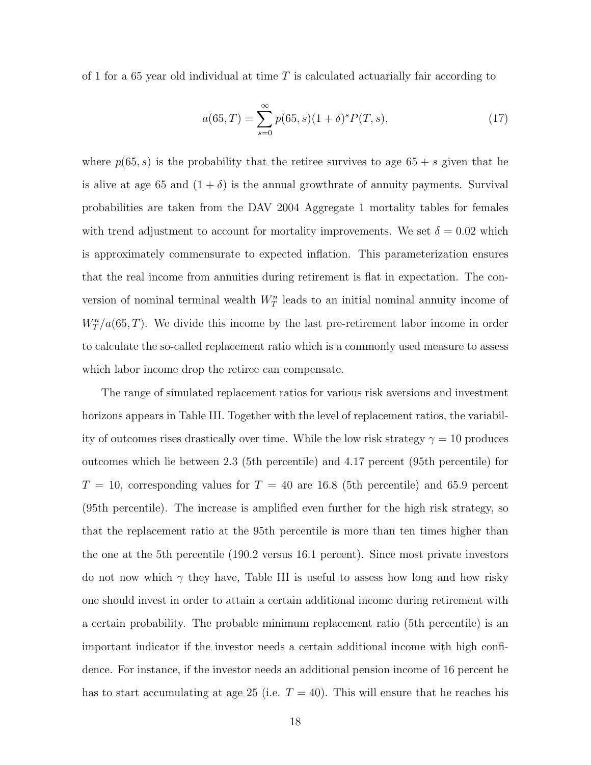of 1 for a 65 year old individual at time $T$ is calculated actuarially fair according to

$$a(65,T) = \sum_{s=0}^{\infty} p(65,s)(1+\delta)^s P(T,s), \tag{17}$$

where $p(65,s)$ is the probability that the retiree survives to age $65+s$ given that he is alive at age 65 and $(1+\delta)$ is the annual growthrate of annuity payments. Survival probabilities are taken from the DAV 2004 Aggregate 1 mortality tables for females with trend adjustment to account for mortality improvements. We set $\delta = 0.02$ which is approximately commensurate to expected inflation. This parameterization ensures that the real income from annuities during retirement is flat in expectation. The conversion of nominal terminal wealth $W_T^n$ leads to an initial nominal annuity income of $W_T^n/a(65,T)$. We divide this income by the last pre-retirement labor income in order to calculate the so-called replacement ratio which is a commonly used measure to assess which labor income drop the retiree can compensate.

The range of simulated replacement ratios for various risk aversions and investment horizons appears in Table III. Together with the level of replacement ratios, the variability of outcomes rises drastically over time. While the low risk strategy $\gamma = 10$ produces outcomes which lie between 2.3 (5th percentile) and 4.17 percent (95th percentile) for $T = 10$, corresponding values for $T = 40$ are 16.8 (5th percentile) and 65.9 percent (95th percentile). The increase is amplified even further for the high risk strategy, so that the replacement ratio at the 95th percentile is more than ten times higher than the one at the 5th percentile (190.2 versus 16.1 percent). Since most private investors do not now which $\gamma$ they have, Table III is useful to assess how long and how risky one should invest in order to attain a certain additional income during retirement with a certain probability. The probable minimum replacement ratio (5th percentile) is an important indicator if the investor needs a certain additional income with high confidence. For instance, if the investor needs an additional pension income of 16 percent he has to start accumulating at age 25 (i.e. $T = 40$). This will ensure that he reaches his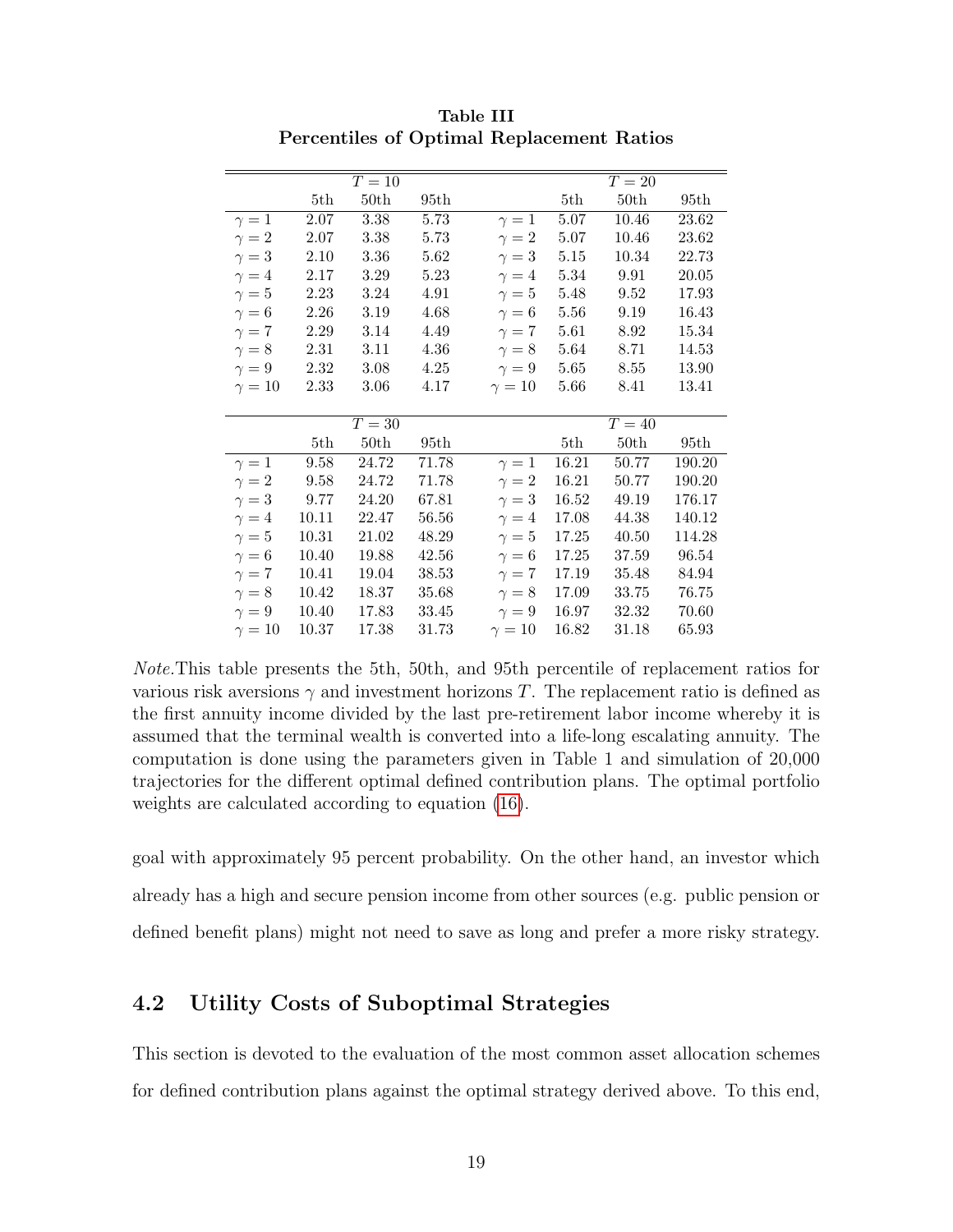**Table III**
**Percentiles of Optimal Replacement Ratios**

| | $T = 10$ | | | | $T = 20$ | | |
|---|---|---|---|---|---|---|---|
| | 5th | 50th | 95th | | 5th | 50th | 95th |
| $\gamma = 1$ | 2.07 | 3.38 | 5.73 | $\gamma = 1$ | 5.07 | 10.46 | 23.62 |
| $\gamma = 2$ | 2.07 | 3.38 | 5.73 | $\gamma = 2$ | 5.07 | 10.46 | 23.62 |
| $\gamma = 3$ | 2.10 | 3.36 | 5.62 | $\gamma = 3$ | 5.15 | 10.34 | 22.73 |
| $\gamma = 4$ | 2.17 | 3.29 | 5.23 | $\gamma = 4$ | 5.34 | 9.91 | 20.05 |
| $\gamma = 5$ | 2.23 | 3.24 | 4.91 | $\gamma = 5$ | 5.48 | 9.52 | 17.93 |
| $\gamma = 6$ | 2.26 | 3.19 | 4.68 | $\gamma = 6$ | 5.56 | 9.19 | 16.43 |
| $\gamma = 7$ | 2.29 | 3.14 | 4.49 | $\gamma = 7$ | 5.61 | 8.92 | 15.34 |
| $\gamma = 8$ | 2.31 | 3.11 | 4.36 | $\gamma = 8$ | 5.64 | 8.71 | 14.53 |
| $\gamma = 9$ | 2.32 | 3.08 | 4.25 | $\gamma = 9$ | 5.65 | 8.55 | 13.90 |
| $\gamma = 10$ | 2.33 | 3.06 | 4.17 | $\gamma = 10$ | 5.66 | 8.41 | 13.41 |
| | $T = 30$ | | | | $T = 40$ | | |
| | 5th | 50th | 95th | | 5th | 50th | 95th |
| $\gamma = 1$ | 9.58 | 24.72 | 71.78 | $\gamma = 1$ | 16.21 | 50.77 | 190.20 |
| $\gamma = 2$ | 9.58 | 24.72 | 71.78 | $\gamma = 2$ | 16.21 | 50.77 | 190.20 |
| $\gamma = 3$ | 9.77 | 24.20 | 67.81 | $\gamma = 3$ | 16.52 | 49.19 | 176.17 |
| $\gamma = 4$ | 10.11 | 22.47 | 56.56 | $\gamma = 4$ | 17.08 | 44.38 | 140.12 |
| $\gamma = 5$ | 10.31 | 21.02 | 48.29 | $\gamma = 5$ | 17.25 | 40.50 | 114.28 |
| $\gamma = 6$ | 10.40 | 19.88 | 42.56 | $\gamma = 6$ | 17.25 | 37.59 | 96.54 |
| $\gamma = 7$ | 10.41 | 19.04 | 38.53 | $\gamma = 7$ | 17.19 | 35.48 | 84.94 |
| $\gamma = 8$ | 10.42 | 18.37 | 35.68 | $\gamma = 8$ | 17.09 | 33.75 | 76.75 |
| $\gamma = 9$ | 10.40 | 17.83 | 33.45 | $\gamma = 9$ | 16.97 | 32.32 | 70.60 |
| $\gamma = 10$ | 10.37 | 17.38 | 31.73 | $\gamma = 10$ | 16.82 | 31.18 | 65.93 |

*Note.*This table presents the 5th, 50th, and 95th percentile of replacement ratios for various risk aversions $\gamma$ and investment horizons $T$. The replacement ratio is defined as the first annuity income divided by the last pre-retirement labor income whereby it is assumed that the terminal wealth is converted into a life-long escalating annuity. The computation is done using the parameters given in Table 1 and simulation of 20,000 trajectories for the different optimal defined contribution plans. The optimal portfolio weights are calculated according to equation (16).

goal with approximately 95 percent probability. On the other hand, an investor which already has a high and secure pension income from other sources (e.g. public pension or defined benefit plans) might not need to save as long and prefer a more risky strategy.

## 4.2 Utility Costs of Suboptimal Strategies

This section is devoted to the evaluation of the most common asset allocation schemes for defined contribution plans against the optimal strategy derived above. To this end,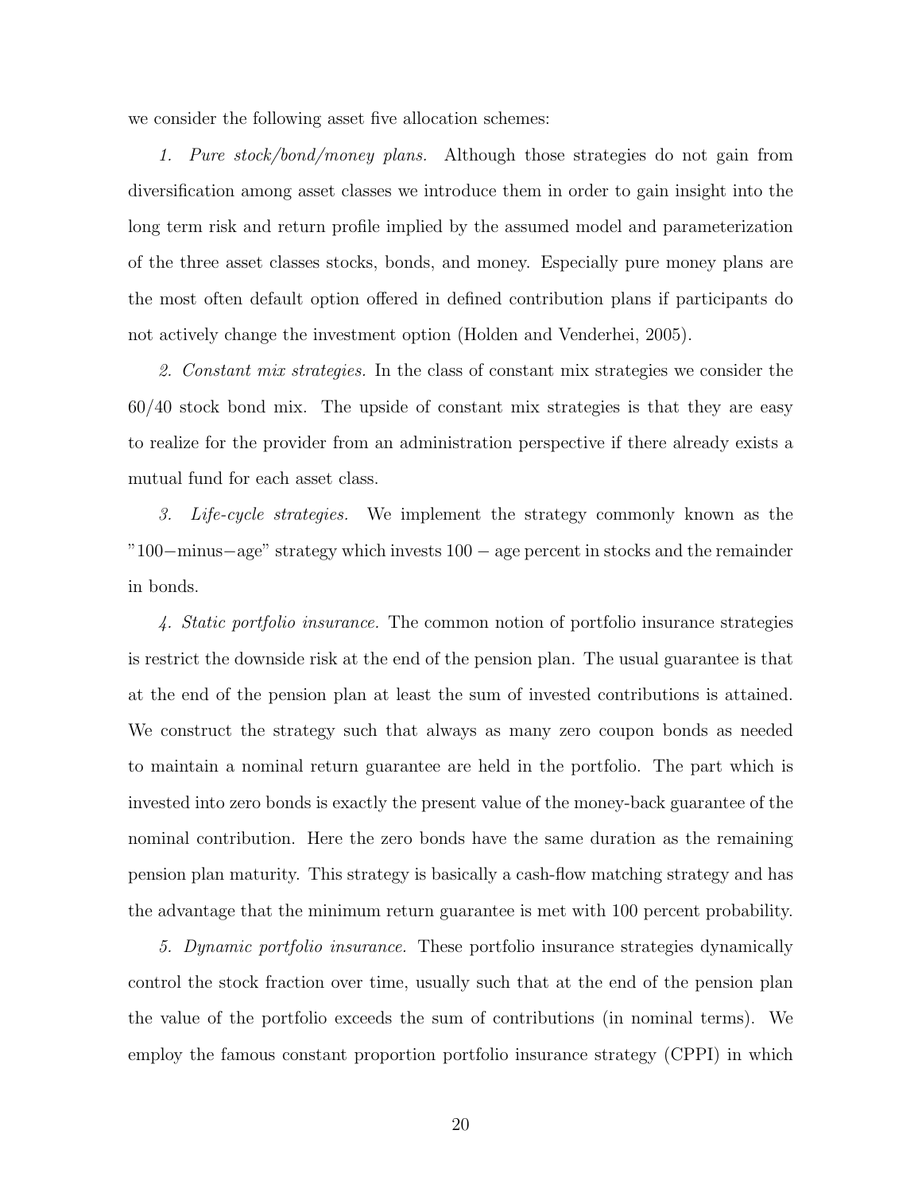we consider the following asset five allocation schemes:

1. *Pure stock/bond/money plans.* Although those strategies do not gain from diversification among asset classes we introduce them in order to gain insight into the long term risk and return profile implied by the assumed model and parameterization of the three asset classes stocks, bonds, and money. Especially pure money plans are the most often default option offered in defined contribution plans if participants do not actively change the investment option (Holden and Venderhei, 2005).

2. *Constant mix strategies.* In the class of constant mix strategies we consider the 60/40 stock bond mix. The upside of constant mix strategies is that they are easy to realize for the provider from an administration perspective if there already exists a mutual fund for each asset class.

3. *Life-cycle strategies.* We implement the strategy commonly known as the "100−minus−age" strategy which invests $100 - \text{age}$ percent in stocks and the remainder in bonds.

4. *Static portfolio insurance.* The common notion of portfolio insurance strategies is restrict the downside risk at the end of the pension plan. The usual guarantee is that at the end of the pension plan at least the sum of invested contributions is attained. We construct the strategy such that always as many zero coupon bonds as needed to maintain a nominal return guarantee are held in the portfolio. The part which is invested into zero bonds is exactly the present value of the money-back guarantee of the nominal contribution. Here the zero bonds have the same duration as the remaining pension plan maturity. This strategy is basically a cash-flow matching strategy and has the advantage that the minimum return guarantee is met with 100 percent probability.

5. *Dynamic portfolio insurance.* These portfolio insurance strategies dynamically control the stock fraction over time, usually such that at the end of the pension plan the value of the portfolio exceeds the sum of contributions (in nominal terms). We employ the famous constant proportion portfolio insurance strategy (CPPI) in which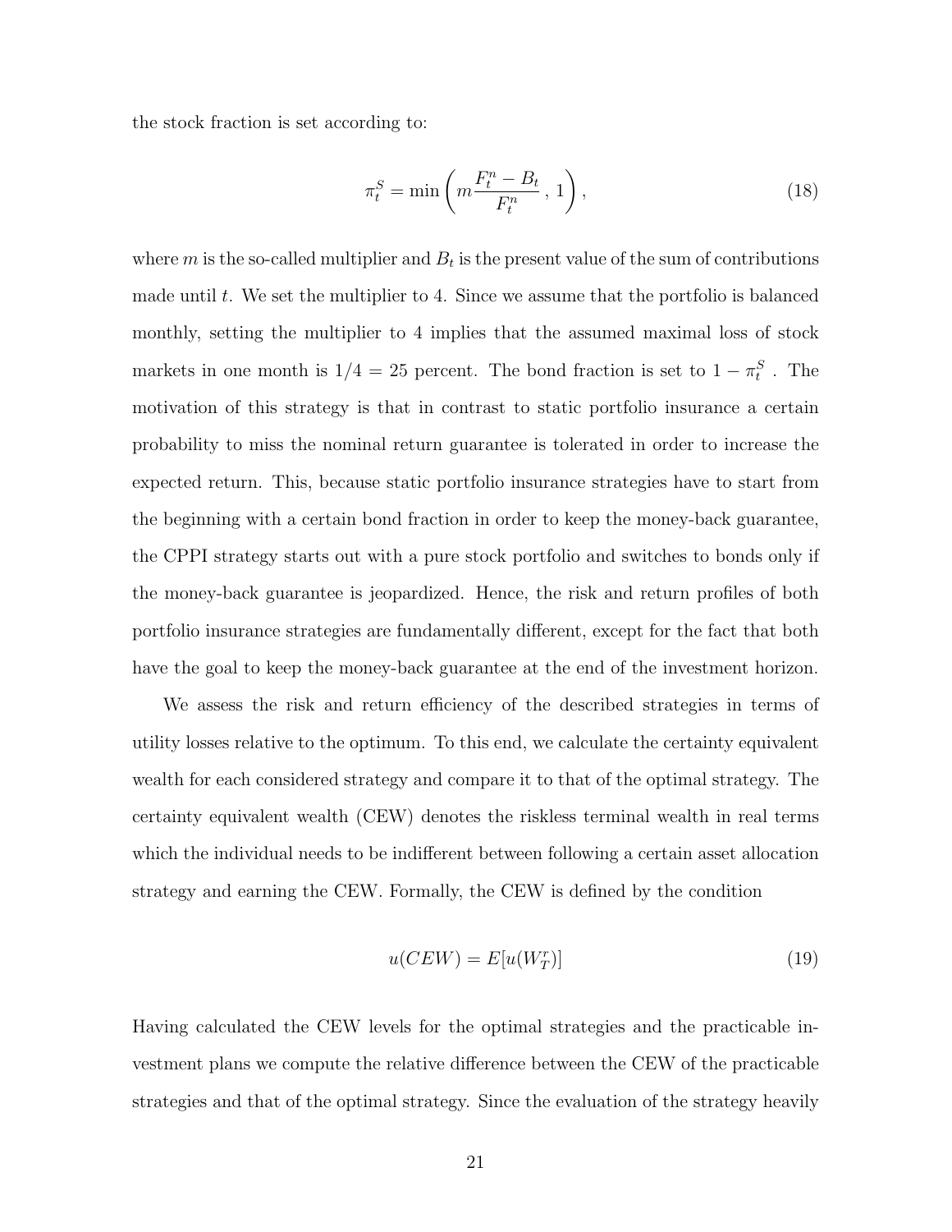the stock fraction is set according to:

$$\pi_t^S = \min\left(m\frac{F_t^n - B_t}{F_t^n}\,,\,1\right), \tag{18}$$

where $m$ is the so-called multiplier and $B_t$ is the present value of the sum of contributions made until $t$. We set the multiplier to 4. Since we assume that the portfolio is balanced monthly, setting the multiplier to 4 implies that the assumed maximal loss of stock markets in one month is $1/4 = 25$ percent. The bond fraction is set to $1 - \pi_t^S$ . The motivation of this strategy is that in contrast to static portfolio insurance a certain probability to miss the nominal return guarantee is tolerated in order to increase the expected return. This, because static portfolio insurance strategies have to start from the beginning with a certain bond fraction in order to keep the money-back guarantee, the CPPI strategy starts out with a pure stock portfolio and switches to bonds only if the money-back guarantee is jeopardized. Hence, the risk and return profiles of both portfolio insurance strategies are fundamentally different, except for the fact that both have the goal to keep the money-back guarantee at the end of the investment horizon.

We assess the risk and return efficiency of the described strategies in terms of utility losses relative to the optimum. To this end, we calculate the certainty equivalent wealth for each considered strategy and compare it to that of the optimal strategy. The certainty equivalent wealth (CEW) denotes the riskless terminal wealth in real terms which the individual needs to be indifferent between following a certain asset allocation strategy and earning the CEW. Formally, the CEW is defined by the condition

$$u(CEW) = E[u(W_T^r)] \tag{19}$$

Having calculated the CEW levels for the optimal strategies and the practicable investment plans we compute the relative difference between the CEW of the practicable strategies and that of the optimal strategy. Since the evaluation of the strategy heavily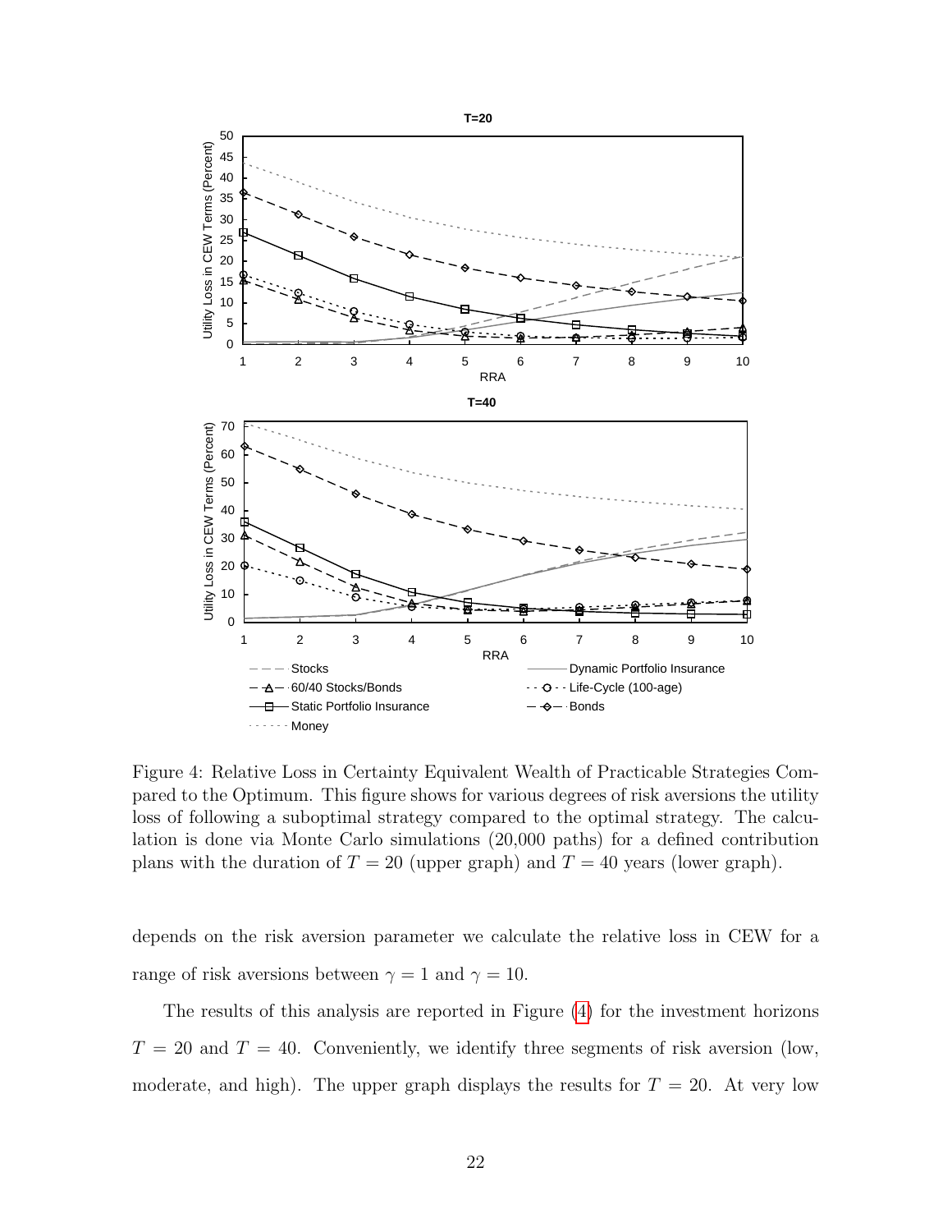Figure 4: Relative Loss in Certainty Equivalent Wealth of Practicable Strategies Compared to the Optimum. This figure shows for various degrees of risk aversions the utility loss of following a suboptimal strategy compared to the optimal strategy. The calculation is done via Monte Carlo simulations (20,000 paths) for a defined contribution plans with the duration of $T = 20$ (upper graph) and $T = 40$ years (lower graph).

depends on the risk aversion parameter we calculate the relative loss in CEW for a range of risk aversions between $\gamma = 1$ and $\gamma = 10$.

The results of this analysis are reported in Figure (4) for the investment horizons $T = 20$ and $T = 40$. Conveniently, we identify three segments of risk aversion (low, moderate, and high). The upper graph displays the results for $T = 20$. At very low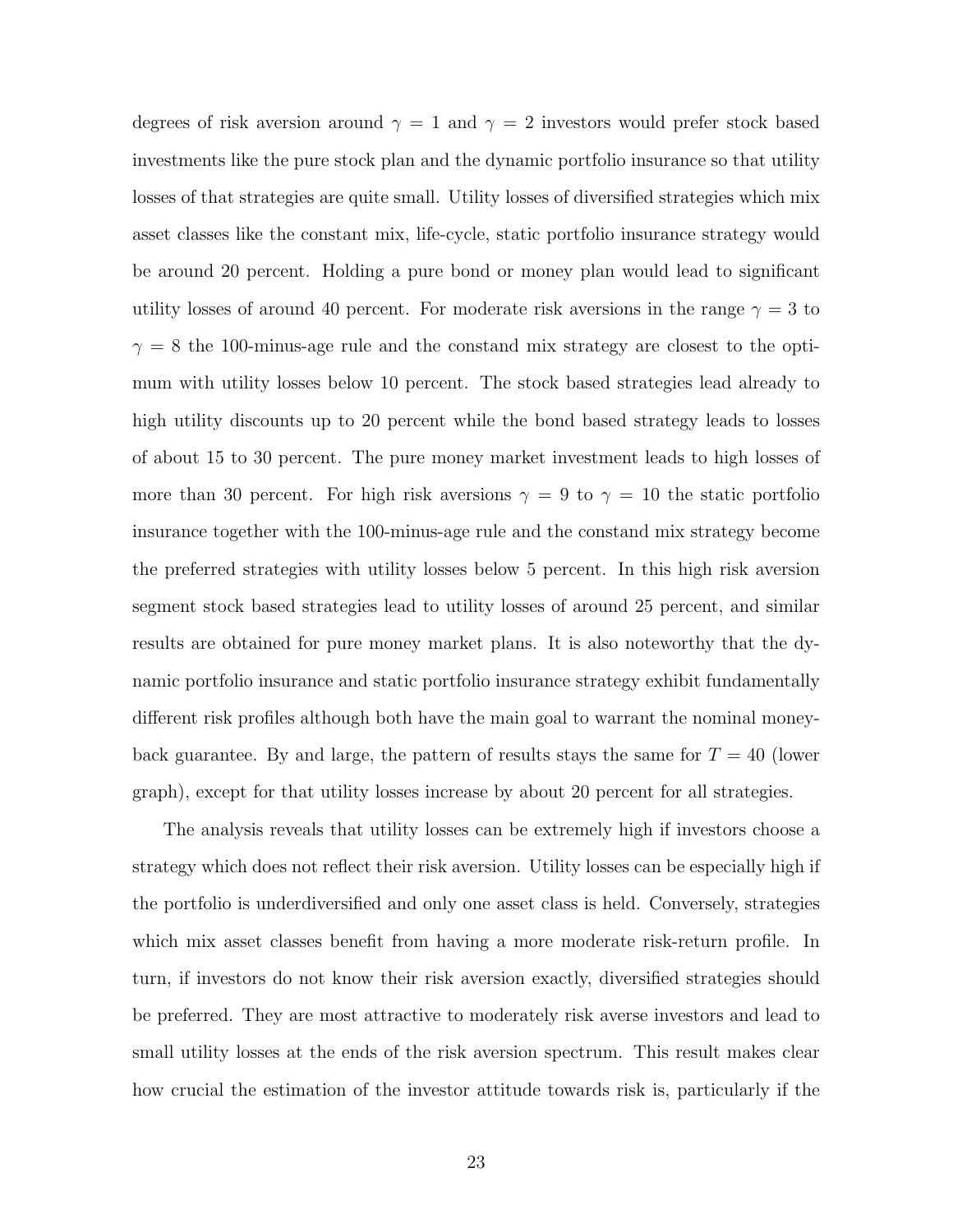degrees of risk aversion around $\gamma = 1$ and $\gamma = 2$ investors would prefer stock based investments like the pure stock plan and the dynamic portfolio insurance so that utility losses of that strategies are quite small. Utility losses of diversified strategies which mix asset classes like the constant mix, life-cycle, static portfolio insurance strategy would be around 20 percent. Holding a pure bond or money plan would lead to significant utility losses of around 40 percent. For moderate risk aversions in the range $\gamma = 3$ to $\gamma = 8$ the 100-minus-age rule and the constand mix strategy are closest to the optimum with utility losses below 10 percent. The stock based strategies lead already to high utility discounts up to 20 percent while the bond based strategy leads to losses of about 15 to 30 percent. The pure money market investment leads to high losses of more than 30 percent. For high risk aversions $\gamma = 9$ to $\gamma = 10$ the static portfolio insurance together with the 100-minus-age rule and the constand mix strategy become the preferred strategies with utility losses below 5 percent. In this high risk aversion segment stock based strategies lead to utility losses of around 25 percent, and similar results are obtained for pure money market plans. It is also noteworthy that the dynamic portfolio insurance and static portfolio insurance strategy exhibit fundamentally different risk profiles although both have the main goal to warrant the nominal money-back guarantee. By and large, the pattern of results stays the same for $T = 40$ (lower graph), except for that utility losses increase by about 20 percent for all strategies.

The analysis reveals that utility losses can be extremely high if investors choose a strategy which does not reflect their risk aversion. Utility losses can be especially high if the portfolio is underdiversified and only one asset class is held. Conversely, strategies which mix asset classes benefit from having a more moderate risk-return profile. In turn, if investors do not know their risk aversion exactly, diversified strategies should be preferred. They are most attractive to moderately risk averse investors and lead to small utility losses at the ends of the risk aversion spectrum. This result makes clear how crucial the estimation of the investor attitude towards risk is, particularly if the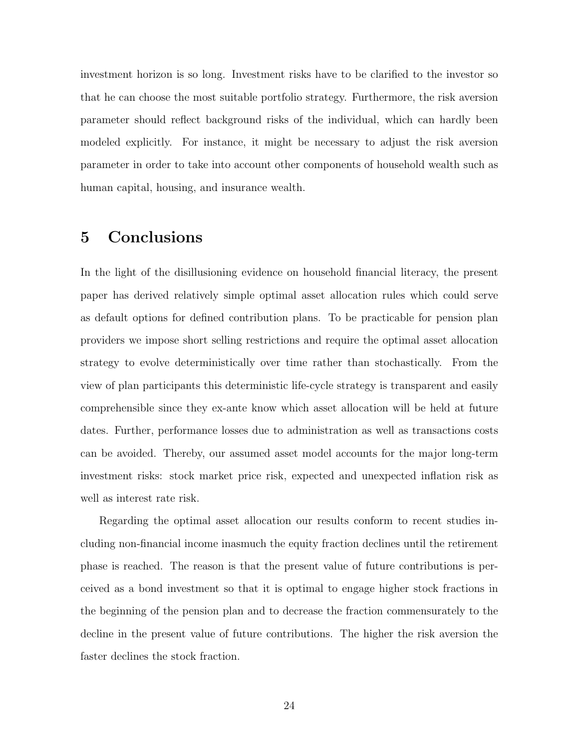investment horizon is so long. Investment risks have to be clarified to the investor so that he can choose the most suitable portfolio strategy. Furthermore, the risk aversion parameter should reflect background risks of the individual, which can hardly been modeled explicitly. For instance, it might be necessary to adjust the risk aversion parameter in order to take into account other components of household wealth such as human capital, housing, and insurance wealth.

# 5 Conclusions

In the light of the disillusioning evidence on household financial literacy, the present paper has derived relatively simple optimal asset allocation rules which could serve as default options for defined contribution plans. To be practicable for pension plan providers we impose short selling restrictions and require the optimal asset allocation strategy to evolve deterministically over time rather than stochastically. From the view of plan participants this deterministic life-cycle strategy is transparent and easily comprehensible since they ex-ante know which asset allocation will be held at future dates. Further, performance losses due to administration as well as transactions costs can be avoided. Thereby, our assumed asset model accounts for the major long-term investment risks: stock market price risk, expected and unexpected inflation risk as well as interest rate risk.

Regarding the optimal asset allocation our results conform to recent studies including non-financial income inasmuch the equity fraction declines until the retirement phase is reached. The reason is that the present value of future contributions is perceived as a bond investment so that it is optimal to engage higher stock fractions in the beginning of the pension plan and to decrease the fraction commensurately to the decline in the present value of future contributions. The higher the risk aversion the faster declines the stock fraction.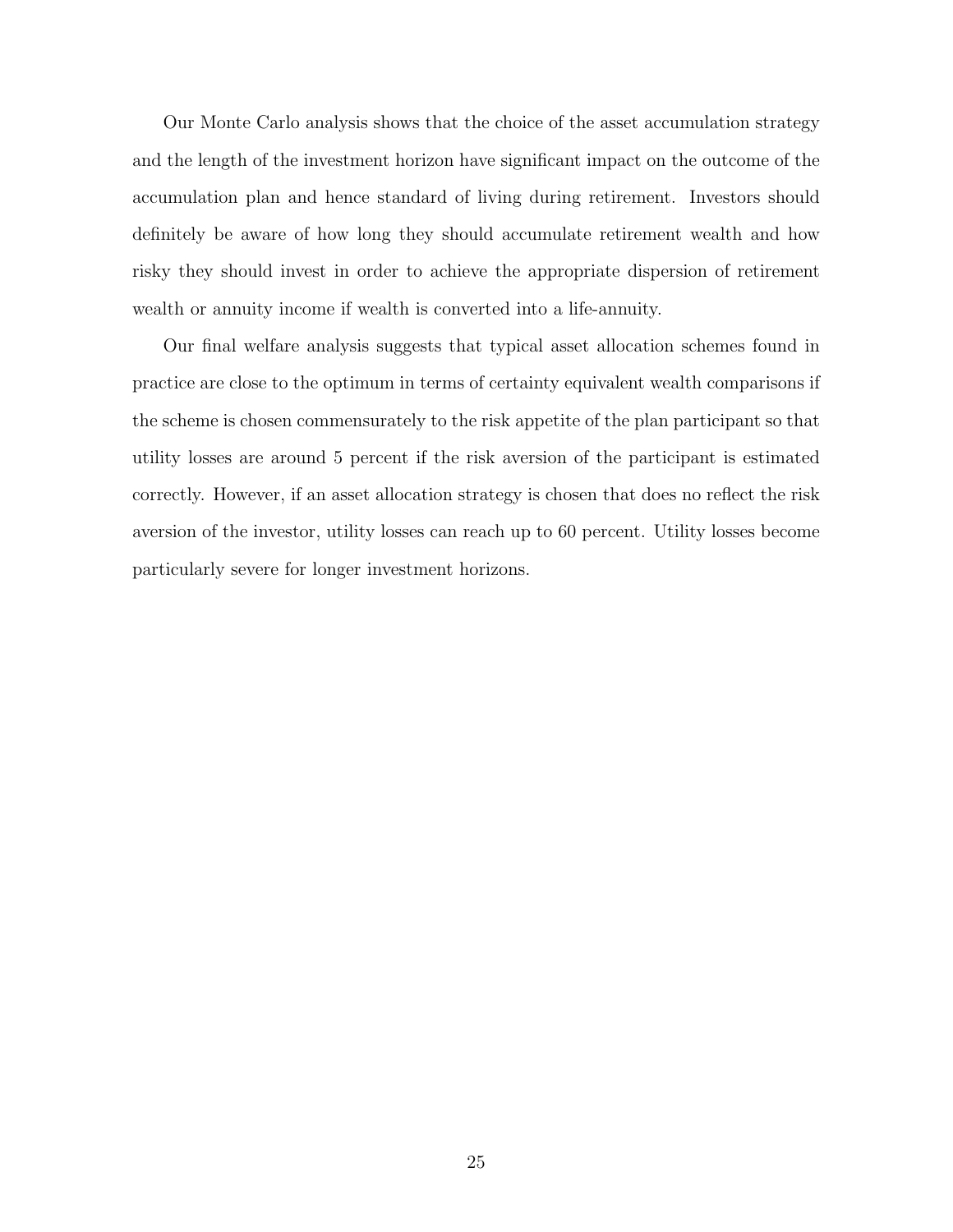Our Monte Carlo analysis shows that the choice of the asset accumulation strategy and the length of the investment horizon have significant impact on the outcome of the accumulation plan and hence standard of living during retirement. Investors should definitely be aware of how long they should accumulate retirement wealth and how risky they should invest in order to achieve the appropriate dispersion of retirement wealth or annuity income if wealth is converted into a life-annuity.

Our final welfare analysis suggests that typical asset allocation schemes found in practice are close to the optimum in terms of certainty equivalent wealth comparisons if the scheme is chosen commensurately to the risk appetite of the plan participant so that utility losses are around 5 percent if the risk aversion of the participant is estimated correctly. However, if an asset allocation strategy is chosen that does no reflect the risk aversion of the investor, utility losses can reach up to 60 percent. Utility losses become particularly severe for longer investment horizons.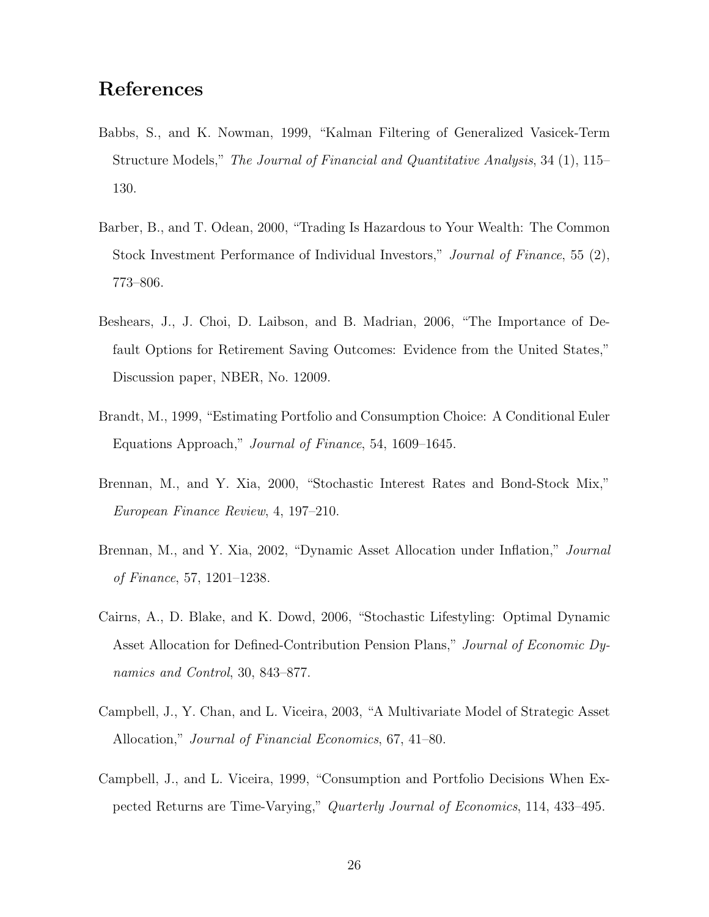# References

Babbs, S., and K. Nowman, 1999, "Kalman Filtering of Generalized Vasicek-Term Structure Models," *The Journal of Financial and Quantitative Analysis*, 34 (1), 115–130.

Barber, B., and T. Odean, 2000, "Trading Is Hazardous to Your Wealth: The Common Stock Investment Performance of Individual Investors," *Journal of Finance*, 55 (2), 773–806.

Beshears, J., J. Choi, D. Laibson, and B. Madrian, 2006, "The Importance of Default Options for Retirement Saving Outcomes: Evidence from the United States," Discussion paper, NBER, No. 12009.

Brandt, M., 1999, "Estimating Portfolio and Consumption Choice: A Conditional Euler Equations Approach," *Journal of Finance*, 54, 1609–1645.

Brennan, M., and Y. Xia, 2000, "Stochastic Interest Rates and Bond-Stock Mix," *European Finance Review*, 4, 197–210.

Brennan, M., and Y. Xia, 2002, "Dynamic Asset Allocation under Inflation," *Journal of Finance*, 57, 1201–1238.

Cairns, A., D. Blake, and K. Dowd, 2006, "Stochastic Lifestyling: Optimal Dynamic Asset Allocation for Defined-Contribution Pension Plans," *Journal of Economic Dynamics and Control*, 30, 843–877.

Campbell, J., Y. Chan, and L. Viceira, 2003, "A Multivariate Model of Strategic Asset Allocation," *Journal of Financial Economics*, 67, 41–80.

Campbell, J., and L. Viceira, 1999, "Consumption and Portfolio Decisions When Expected Returns are Time-Varying," *Quarterly Journal of Economics*, 114, 433–495.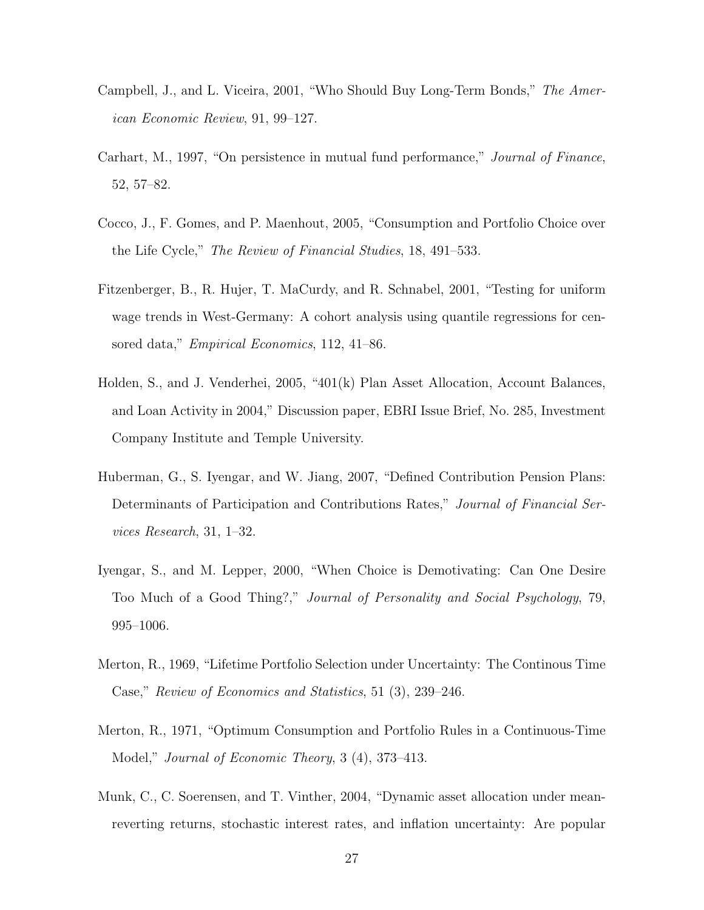Campbell, J., and L. Viceira, 2001, "Who Should Buy Long-Term Bonds," *The American Economic Review*, 91, 99–127.

Carhart, M., 1997, "On persistence in mutual fund performance," *Journal of Finance*, 52, 57–82.

Cocco, J., F. Gomes, and P. Maenhout, 2005, "Consumption and Portfolio Choice over the Life Cycle," *The Review of Financial Studies*, 18, 491–533.

Fitzenberger, B., R. Hujer, T. MaCurdy, and R. Schnabel, 2001, "Testing for uniform wage trends in West-Germany: A cohort analysis using quantile regressions for censored data," *Empirical Economics*, 112, 41–86.

Holden, S., and J. Venderhei, 2005, "401(k) Plan Asset Allocation, Account Balances, and Loan Activity in 2004," Discussion paper, EBRI Issue Brief, No. 285, Investment Company Institute and Temple University.

Huberman, G., S. Iyengar, and W. Jiang, 2007, "Defined Contribution Pension Plans: Determinants of Participation and Contributions Rates," *Journal of Financial Services Research*, 31, 1–32.

Iyengar, S., and M. Lepper, 2000, "When Choice is Demotivating: Can One Desire Too Much of a Good Thing?," *Journal of Personality and Social Psychology*, 79, 995–1006.

Merton, R., 1969, "Lifetime Portfolio Selection under Uncertainty: The Continous Time Case," *Review of Economics and Statistics*, 51 (3), 239–246.

Merton, R., 1971, "Optimum Consumption and Portfolio Rules in a Continuous-Time Model," *Journal of Economic Theory*, 3 (4), 373–413.

Munk, C., C. Soerensen, and T. Vinther, 2004, "Dynamic asset allocation under mean-reverting returns, stochastic interest rates, and inflation uncertainty: Are popular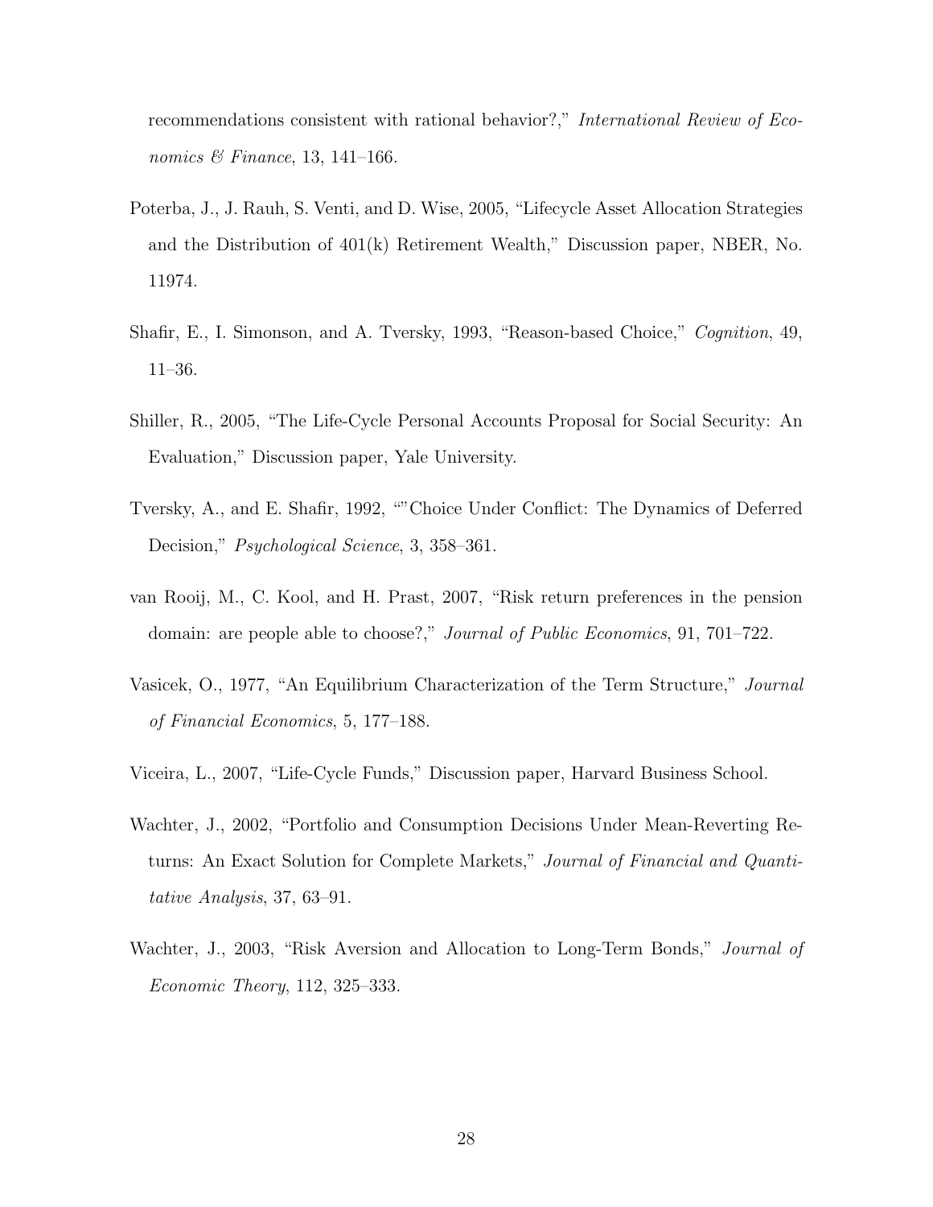recommendations consistent with rational behavior?," *International Review of Economics & Finance*, 13, 141–166.

Poterba, J., J. Rauh, S. Venti, and D. Wise, 2005, "Lifecycle Asset Allocation Strategies and the Distribution of 401(k) Retirement Wealth," Discussion paper, NBER, No. 11974.

Shafir, E., I. Simonson, and A. Tversky, 1993, "Reason-based Choice," *Cognition*, 49, 11–36.

Shiller, R., 2005, "The Life-Cycle Personal Accounts Proposal for Social Security: An Evaluation," Discussion paper, Yale University.

Tversky, A., and E. Shafir, 1992, ""Choice Under Conflict: The Dynamics of Deferred Decision," *Psychological Science*, 3, 358–361.

van Rooij, M., C. Kool, and H. Prast, 2007, "Risk return preferences in the pension domain: are people able to choose?," *Journal of Public Economics*, 91, 701–722.

Vasicek, O., 1977, "An Equilibrium Characterization of the Term Structure," *Journal of Financial Economics*, 5, 177–188.

Viceira, L., 2007, "Life-Cycle Funds," Discussion paper, Harvard Business School.

Wachter, J., 2002, "Portfolio and Consumption Decisions Under Mean-Reverting Returns: An Exact Solution for Complete Markets," *Journal of Financial and Quantitative Analysis*, 37, 63–91.

Wachter, J., 2003, "Risk Aversion and Allocation to Long-Term Bonds," *Journal of Economic Theory*, 112, 325–333.